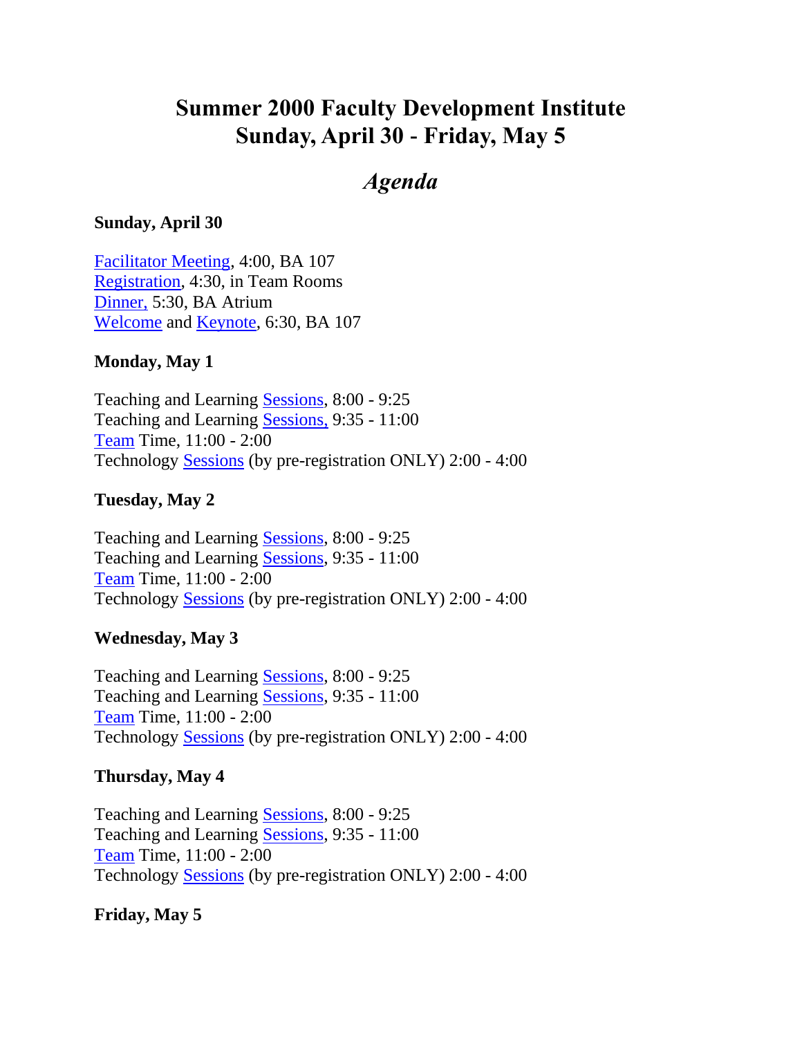# Summer 2000 Faculty Development Institute
# Sunday, April 30 - Friday, May 5

## *Agenda*

**Sunday, April 30**

Facilitator Meeting, 4:00, BA 107
Registration, 4:30, in Team Rooms
Dinner, 5:30, BA Atrium
Welcome and Keynote, 6:30, BA 107

**Monday, May 1**

Teaching and Learning Sessions, 8:00 - 9:25
Teaching and Learning Sessions, 9:35 - 11:00
Team Time, 11:00 - 2:00
Technology Sessions (by pre-registration ONLY) 2:00 - 4:00

**Tuesday, May 2**

Teaching and Learning Sessions, 8:00 - 9:25
Teaching and Learning Sessions, 9:35 - 11:00
Team Time, 11:00 - 2:00
Technology Sessions (by pre-registration ONLY) 2:00 - 4:00

**Wednesday, May 3**

Teaching and Learning Sessions, 8:00 - 9:25
Teaching and Learning Sessions, 9:35 - 11:00
Team Time, 11:00 - 2:00
Technology Sessions (by pre-registration ONLY) 2:00 - 4:00

**Thursday, May 4**

Teaching and Learning Sessions, 8:00 - 9:25
Teaching and Learning Sessions, 9:35 - 11:00
Team Time, 11:00 - 2:00
Technology Sessions (by pre-registration ONLY) 2:00 - 4:00

**Friday, May 5**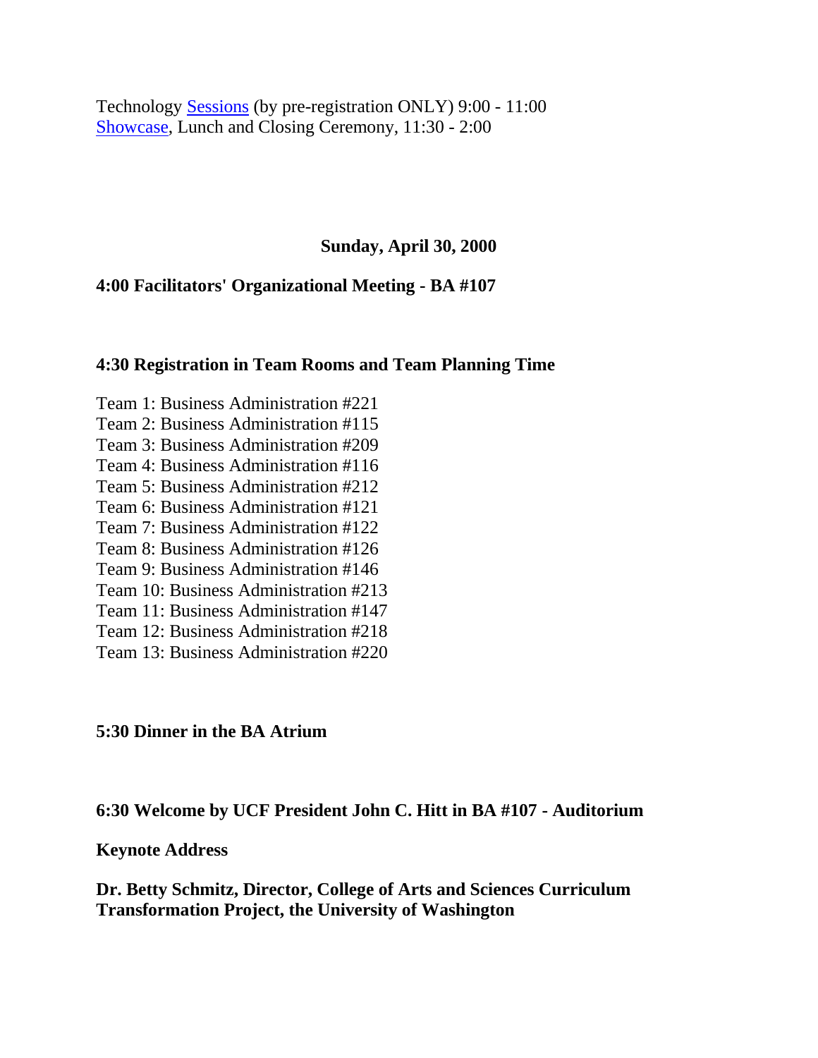Technology Sessions (by pre-registration ONLY) 9:00 - 11:00
Showcase, Lunch and Closing Ceremony, 11:30 - 2:00

**Sunday, April 30, 2000**

**4:00 Facilitators' Organizational Meeting - BA #107**

**4:30 Registration in Team Rooms and Team Planning Time**

Team 1: Business Administration #221
Team 2: Business Administration #115
Team 3: Business Administration #209
Team 4: Business Administration #116
Team 5: Business Administration #212
Team 6: Business Administration #121
Team 7: Business Administration #122
Team 8: Business Administration #126
Team 9: Business Administration #146
Team 10: Business Administration #213
Team 11: Business Administration #147
Team 12: Business Administration #218
Team 13: Business Administration #220

**5:30 Dinner in the BA Atrium**

**6:30 Welcome by UCF President John C. Hitt in BA #107 - Auditorium**

**Keynote Address**

**Dr. Betty Schmitz, Director, College of Arts and Sciences Curriculum Transformation Project, the University of Washington**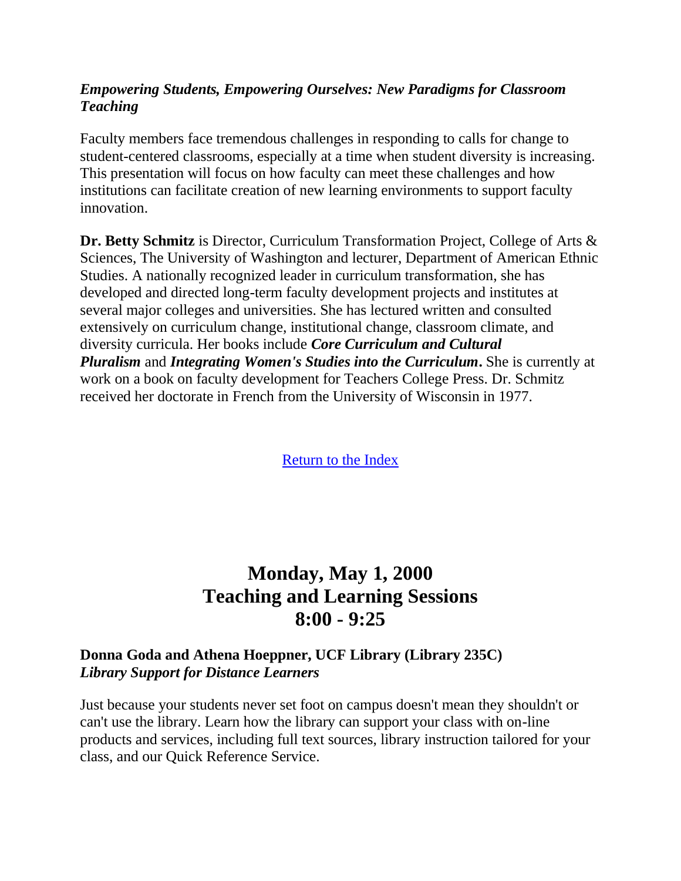***Empowering Students, Empowering Ourselves: New Paradigms for Classroom Teaching***

Faculty members face tremendous challenges in responding to calls for change to student-centered classrooms, especially at a time when student diversity is increasing. This presentation will focus on how faculty can meet these challenges and how institutions can facilitate creation of new learning environments to support faculty innovation.

**Dr. Betty Schmitz** is Director, Curriculum Transformation Project, College of Arts & Sciences, The University of Washington and lecturer, Department of American Ethnic Studies. A nationally recognized leader in curriculum transformation, she has developed and directed long-term faculty development projects and institutes at several major colleges and universities. She has lectured written and consulted extensively on curriculum change, institutional change, classroom climate, and diversity curricula. Her books include ***Core Curriculum and Cultural Pluralism*** and ***Integrating Women's Studies into the Curriculum*.** She is currently at work on a book on faculty development for Teachers College Press. Dr. Schmitz received her doctorate in French from the University of Wisconsin in 1977.

Return to the Index

## Monday, May 1, 2000
## Teaching and Learning Sessions
## 8:00 - 9:25

**Donna Goda and Athena Hoeppner, UCF Library (Library 235C)**
***Library Support for Distance Learners***

Just because your students never set foot on campus doesn't mean they shouldn't or can't use the library. Learn how the library can support your class with on-line products and services, including full text sources, library instruction tailored for your class, and our Quick Reference Service.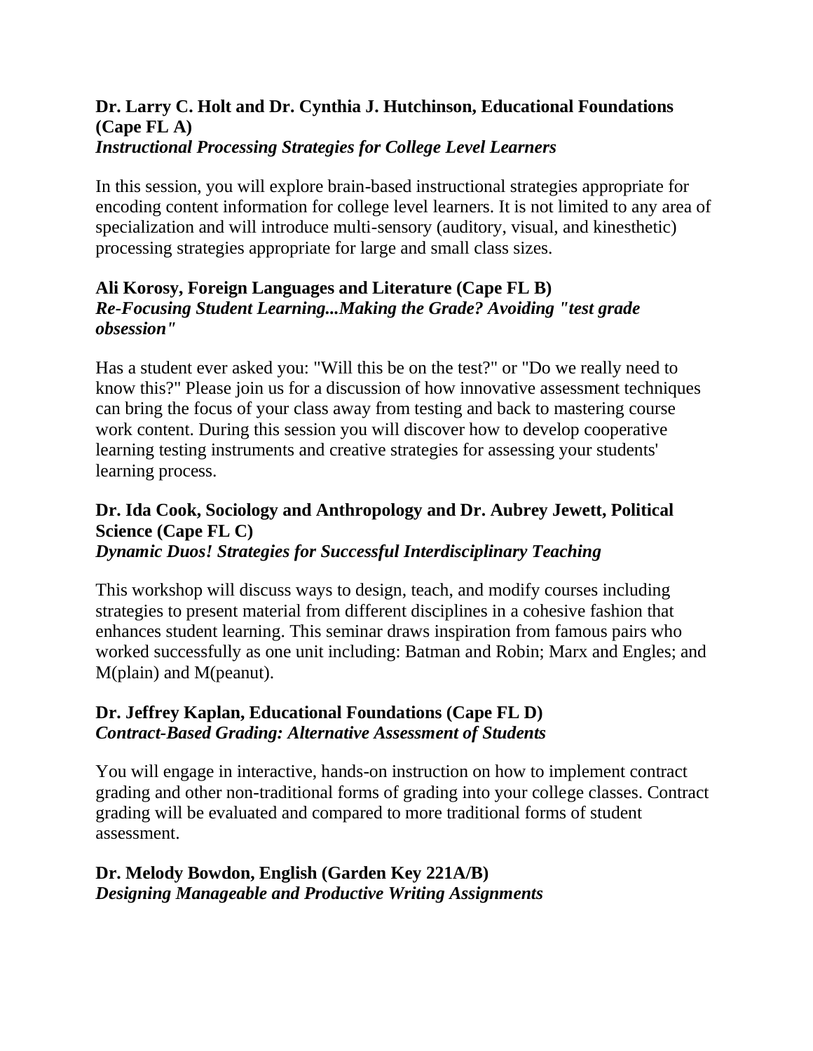**Dr. Larry C. Holt and Dr. Cynthia J. Hutchinson, Educational Foundations (Cape FL A)**
***Instructional Processing Strategies for College Level Learners***

In this session, you will explore brain-based instructional strategies appropriate for encoding content information for college level learners. It is not limited to any area of specialization and will introduce multi-sensory (auditory, visual, and kinesthetic) processing strategies appropriate for large and small class sizes.

**Ali Korosy, Foreign Languages and Literature (Cape FL B)**
***Re-Focusing Student Learning...Making the Grade? Avoiding "test grade obsession"***

Has a student ever asked you: "Will this be on the test?" or "Do we really need to know this?" Please join us for a discussion of how innovative assessment techniques can bring the focus of your class away from testing and back to mastering course work content. During this session you will discover how to develop cooperative learning testing instruments and creative strategies for assessing your students' learning process.

**Dr. Ida Cook, Sociology and Anthropology and Dr. Aubrey Jewett, Political Science (Cape FL C)**
***Dynamic Duos! Strategies for Successful Interdisciplinary Teaching***

This workshop will discuss ways to design, teach, and modify courses including strategies to present material from different disciplines in a cohesive fashion that enhances student learning. This seminar draws inspiration from famous pairs who worked successfully as one unit including: Batman and Robin; Marx and Engles; and M(plain) and M(peanut).

**Dr. Jeffrey Kaplan, Educational Foundations (Cape FL D)**
***Contract-Based Grading: Alternative Assessment of Students***

You will engage in interactive, hands-on instruction on how to implement contract grading and other non-traditional forms of grading into your college classes. Contract grading will be evaluated and compared to more traditional forms of student assessment.

**Dr. Melody Bowdon, English (Garden Key 221A/B)**
***Designing Manageable and Productive Writing Assignments***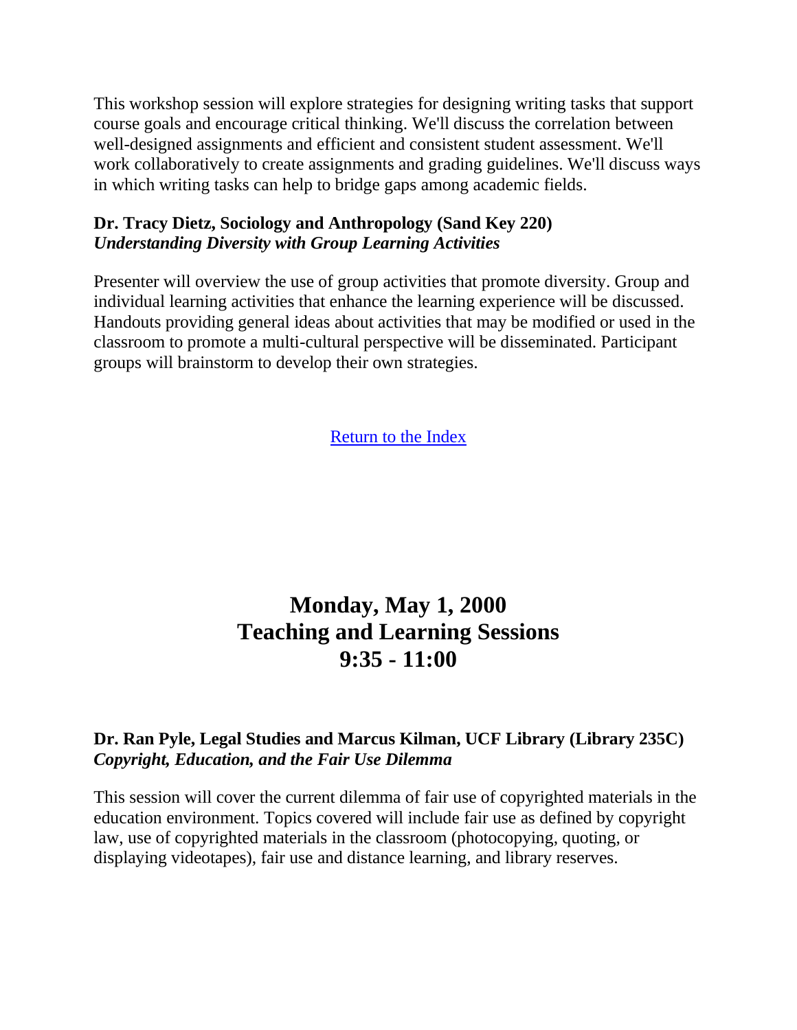This workshop session will explore strategies for designing writing tasks that support course goals and encourage critical thinking. We'll discuss the correlation between well-designed assignments and efficient and consistent student assessment. We'll work collaboratively to create assignments and grading guidelines. We'll discuss ways in which writing tasks can help to bridge gaps among academic fields.

**Dr. Tracy Dietz, Sociology and Anthropology (Sand Key 220)**
***Understanding Diversity with Group Learning Activities***

Presenter will overview the use of group activities that promote diversity. Group and individual learning activities that enhance the learning experience will be discussed. Handouts providing general ideas about activities that may be modified or used in the classroom to promote a multi-cultural perspective will be disseminated. Participant groups will brainstorm to develop their own strategies.

Return to the Index

# Monday, May 1, 2000
# Teaching and Learning Sessions
# 9:35 - 11:00

**Dr. Ran Pyle, Legal Studies and Marcus Kilman, UCF Library (Library 235C)**
***Copyright, Education, and the Fair Use Dilemma***

This session will cover the current dilemma of fair use of copyrighted materials in the education environment. Topics covered will include fair use as defined by copyright law, use of copyrighted materials in the classroom (photocopying, quoting, or displaying videotapes), fair use and distance learning, and library reserves.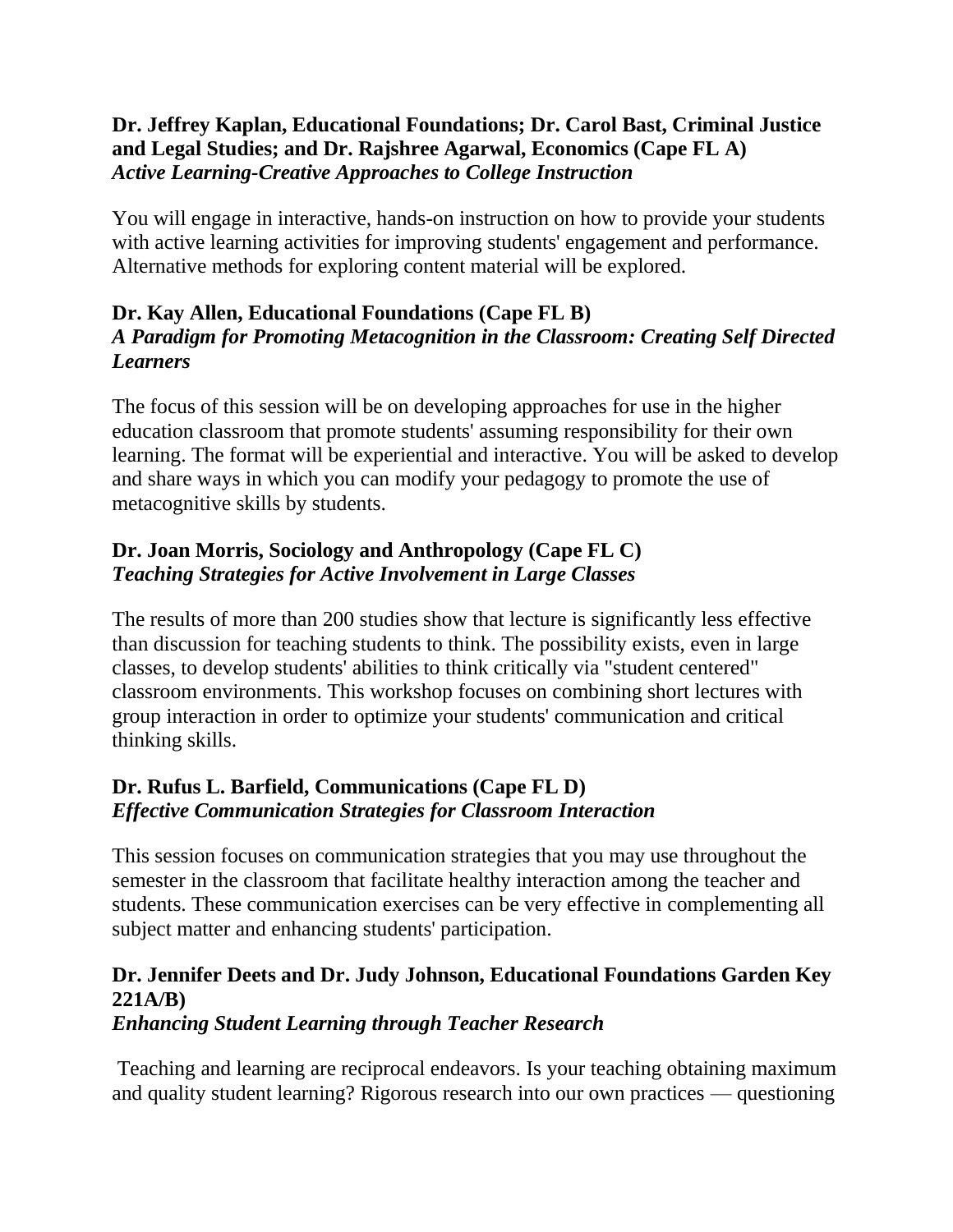**Dr. Jeffrey Kaplan, Educational Foundations; Dr. Carol Bast, Criminal Justice and Legal Studies; and Dr. Rajshree Agarwal, Economics (Cape FL A)**
***Active Learning-Creative Approaches to College Instruction***

You will engage in interactive, hands-on instruction on how to provide your students with active learning activities for improving students' engagement and performance. Alternative methods for exploring content material will be explored.

**Dr. Kay Allen, Educational Foundations (Cape FL B)**
***A Paradigm for Promoting Metacognition in the Classroom: Creating Self Directed Learners***

The focus of this session will be on developing approaches for use in the higher education classroom that promote students' assuming responsibility for their own learning. The format will be experiential and interactive. You will be asked to develop and share ways in which you can modify your pedagogy to promote the use of metacognitive skills by students.

**Dr. Joan Morris, Sociology and Anthropology (Cape FL C)**
***Teaching Strategies for Active Involvement in Large Classes***

The results of more than 200 studies show that lecture is significantly less effective than discussion for teaching students to think. The possibility exists, even in large classes, to develop students' abilities to think critically via "student centered" classroom environments. This workshop focuses on combining short lectures with group interaction in order to optimize your students' communication and critical thinking skills.

**Dr. Rufus L. Barfield, Communications (Cape FL D)**
***Effective Communication Strategies for Classroom Interaction***

This session focuses on communication strategies that you may use throughout the semester in the classroom that facilitate healthy interaction among the teacher and students. These communication exercises can be very effective in complementing all subject matter and enhancing students' participation.

**Dr. Jennifer Deets and Dr. Judy Johnson, Educational Foundations Garden Key 221A/B)**
***Enhancing Student Learning through Teacher Research***

Teaching and learning are reciprocal endeavors. Is your teaching obtaining maximum and quality student learning? Rigorous research into our own practices — questioning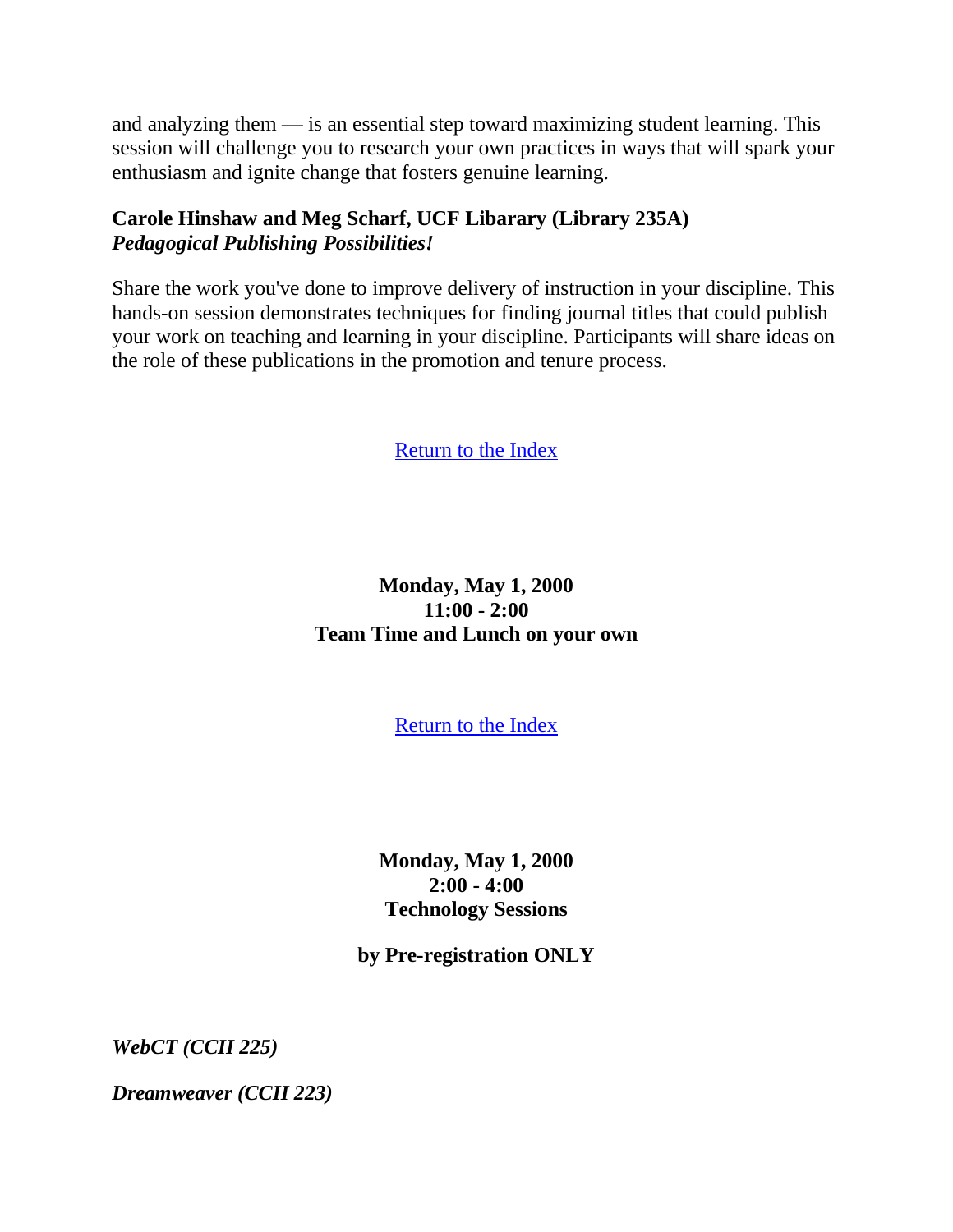and analyzing them — is an essential step toward maximizing student learning. This session will challenge you to research your own practices in ways that will spark your enthusiasm and ignite change that fosters genuine learning.

**Carole Hinshaw and Meg Scharf, UCF Libarary (Library 235A)**
***Pedagogical Publishing Possibilities!***

Share the work you've done to improve delivery of instruction in your discipline. This hands-on session demonstrates techniques for finding journal titles that could publish your work on teaching and learning in your discipline. Participants will share ideas on the role of these publications in the promotion and tenure process.

Return to the Index

**Monday, May 1, 2000**
**11:00 - 2:00**
**Team Time and Lunch on your own**

Return to the Index

**Monday, May 1, 2000**
**2:00 - 4:00**
**Technology Sessions**

**by Pre-registration ONLY**

***WebCT (CCII 225)***

***Dreamweaver (CCII 223)***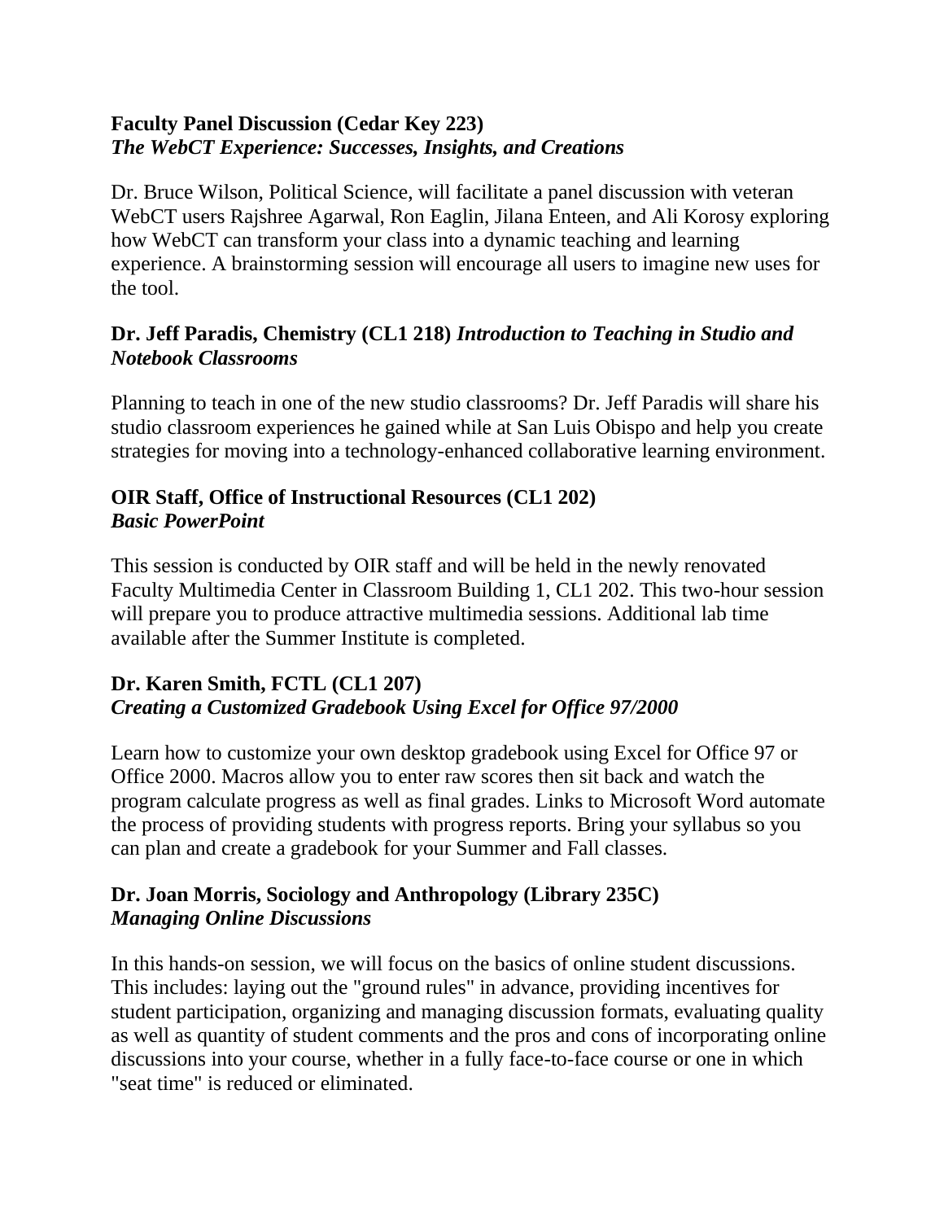**Faculty Panel Discussion (Cedar Key 223)**
***The WebCT Experience: Successes, Insights, and Creations***

Dr. Bruce Wilson, Political Science, will facilitate a panel discussion with veteran WebCT users Rajshree Agarwal, Ron Eaglin, Jilana Enteen, and Ali Korosy exploring how WebCT can transform your class into a dynamic teaching and learning experience. A brainstorming session will encourage all users to imagine new uses for the tool.

**Dr. Jeff Paradis, Chemistry (CL1 218)** ***Introduction to Teaching in Studio and Notebook Classrooms***

Planning to teach in one of the new studio classrooms? Dr. Jeff Paradis will share his studio classroom experiences he gained while at San Luis Obispo and help you create strategies for moving into a technology-enhanced collaborative learning environment.

**OIR Staff, Office of Instructional Resources (CL1 202)**
***Basic PowerPoint***

This session is conducted by OIR staff and will be held in the newly renovated Faculty Multimedia Center in Classroom Building 1, CL1 202. This two-hour session will prepare you to produce attractive multimedia sessions. Additional lab time available after the Summer Institute is completed.

**Dr. Karen Smith, FCTL (CL1 207)**
***Creating a Customized Gradebook Using Excel for Office 97/2000***

Learn how to customize your own desktop gradebook using Excel for Office 97 or Office 2000. Macros allow you to enter raw scores then sit back and watch the program calculate progress as well as final grades. Links to Microsoft Word automate the process of providing students with progress reports. Bring your syllabus so you can plan and create a gradebook for your Summer and Fall classes.

**Dr. Joan Morris, Sociology and Anthropology (Library 235C)**
***Managing Online Discussions***

In this hands-on session, we will focus on the basics of online student discussions. This includes: laying out the "ground rules" in advance, providing incentives for student participation, organizing and managing discussion formats, evaluating quality as well as quantity of student comments and the pros and cons of incorporating online discussions into your course, whether in a fully face-to-face course or one in which "seat time" is reduced or eliminated.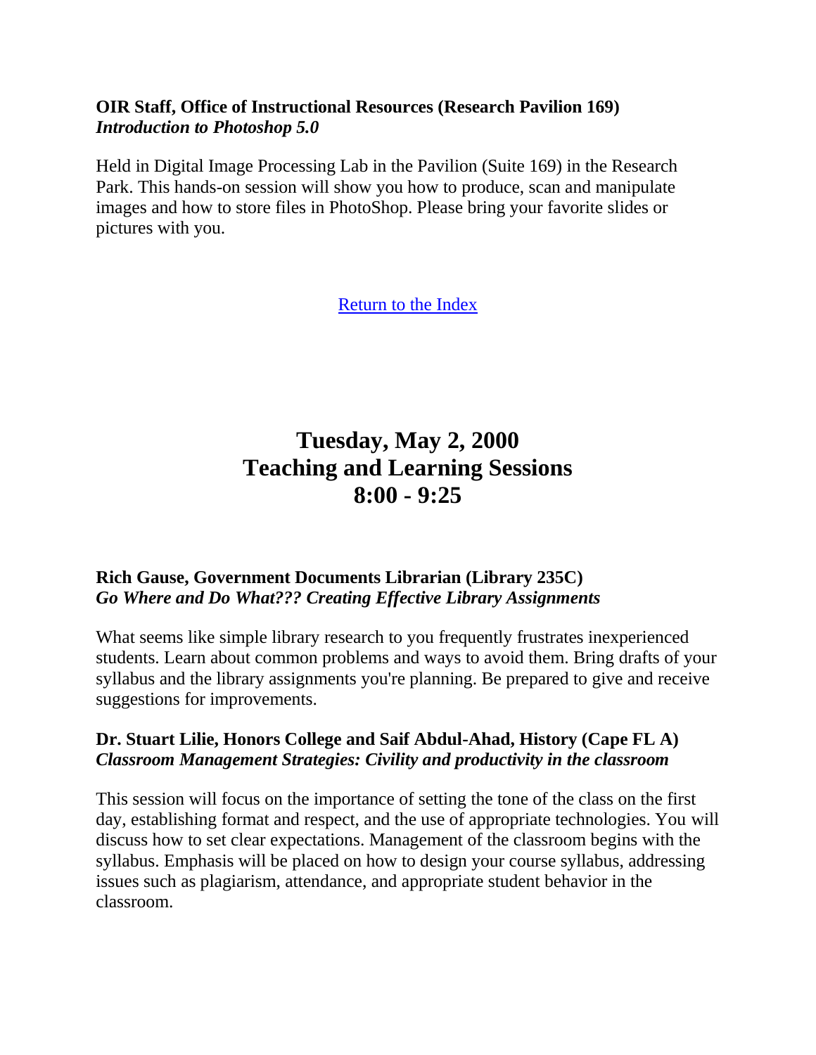**OIR Staff, Office of Instructional Resources (Research Pavilion 169)**
***Introduction to Photoshop 5.0***

Held in Digital Image Processing Lab in the Pavilion (Suite 169) in the Research Park. This hands-on session will show you how to produce, scan and manipulate images and how to store files in PhotoShop. Please bring your favorite slides or pictures with you.

Return to the Index

# Tuesday, May 2, 2000
# Teaching and Learning Sessions
# 8:00 - 9:25

**Rich Gause, Government Documents Librarian (Library 235C)**
***Go Where and Do What??? Creating Effective Library Assignments***

What seems like simple library research to you frequently frustrates inexperienced students. Learn about common problems and ways to avoid them. Bring drafts of your syllabus and the library assignments you're planning. Be prepared to give and receive suggestions for improvements.

**Dr. Stuart Lilie, Honors College and Saif Abdul-Ahad, History (Cape FL A)**
***Classroom Management Strategies: Civility and productivity in the classroom***

This session will focus on the importance of setting the tone of the class on the first day, establishing format and respect, and the use of appropriate technologies. You will discuss how to set clear expectations. Management of the classroom begins with the syllabus. Emphasis will be placed on how to design your course syllabus, addressing issues such as plagiarism, attendance, and appropriate student behavior in the classroom.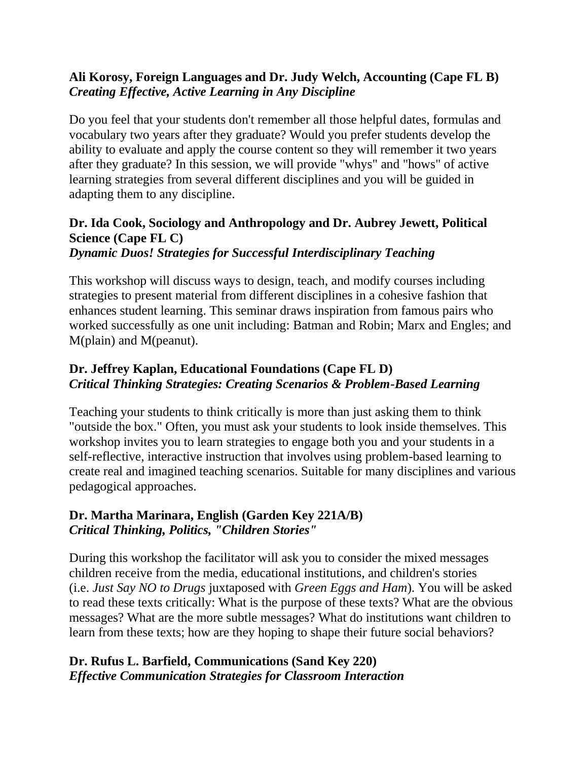**Ali Korosy, Foreign Languages and Dr. Judy Welch, Accounting (Cape FL B)**
***Creating Effective, Active Learning in Any Discipline***

Do you feel that your students don't remember all those helpful dates, formulas and vocabulary two years after they graduate? Would you prefer students develop the ability to evaluate and apply the course content so they will remember it two years after they graduate? In this session, we will provide "whys" and "hows" of active learning strategies from several different disciplines and you will be guided in adapting them to any discipline.

**Dr. Ida Cook, Sociology and Anthropology and Dr. Aubrey Jewett, Political Science (Cape FL C)**
***Dynamic Duos! Strategies for Successful Interdisciplinary Teaching***

This workshop will discuss ways to design, teach, and modify courses including strategies to present material from different disciplines in a cohesive fashion that enhances student learning. This seminar draws inspiration from famous pairs who worked successfully as one unit including: Batman and Robin; Marx and Engles; and M(plain) and M(peanut).

**Dr. Jeffrey Kaplan, Educational Foundations (Cape FL D)**
***Critical Thinking Strategies: Creating Scenarios & Problem-Based Learning***

Teaching your students to think critically is more than just asking them to think "outside the box." Often, you must ask your students to look inside themselves. This workshop invites you to learn strategies to engage both you and your students in a self-reflective, interactive instruction that involves using problem-based learning to create real and imagined teaching scenarios. Suitable for many disciplines and various pedagogical approaches.

**Dr. Martha Marinara, English (Garden Key 221A/B)**
***Critical Thinking, Politics, "Children Stories"***

During this workshop the facilitator will ask you to consider the mixed messages children receive from the media, educational institutions, and children's stories (i.e. *Just Say NO to Drugs* juxtaposed with *Green Eggs and Ham*). You will be asked to read these texts critically: What is the purpose of these texts? What are the obvious messages? What are the more subtle messages? What do institutions want children to learn from these texts; how are they hoping to shape their future social behaviors?

**Dr. Rufus L. Barfield, Communications (Sand Key 220)**
***Effective Communication Strategies for Classroom Interaction***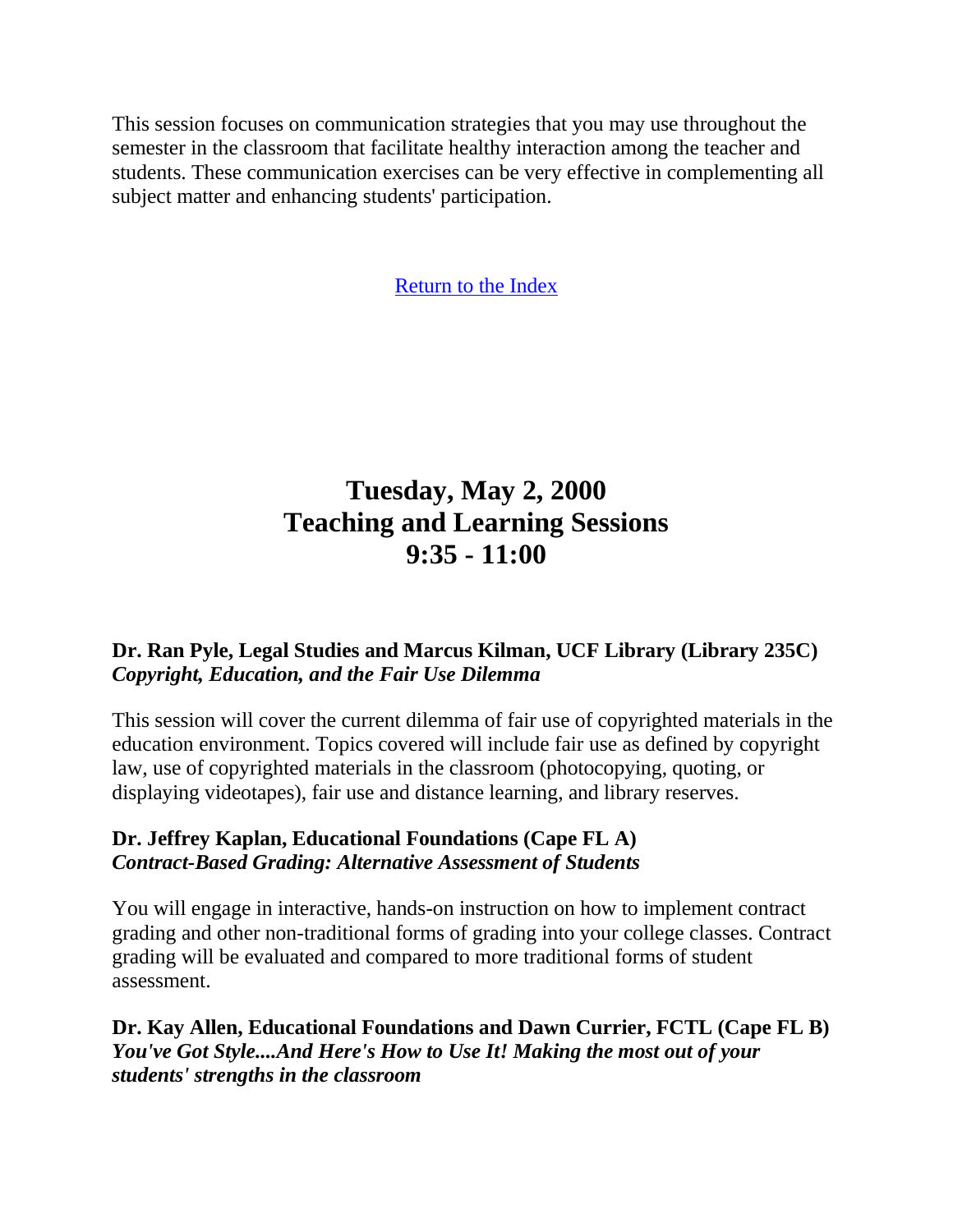This session focuses on communication strategies that you may use throughout the semester in the classroom that facilitate healthy interaction among the teacher and students. These communication exercises can be very effective in complementing all subject matter and enhancing students' participation.

Return to the Index

# Tuesday, May 2, 2000
# Teaching and Learning Sessions
# 9:35 - 11:00

**Dr. Ran Pyle, Legal Studies and Marcus Kilman, UCF Library (Library 235C)**
***Copyright, Education, and the Fair Use Dilemma***

This session will cover the current dilemma of fair use of copyrighted materials in the education environment. Topics covered will include fair use as defined by copyright law, use of copyrighted materials in the classroom (photocopying, quoting, or displaying videotapes), fair use and distance learning, and library reserves.

**Dr. Jeffrey Kaplan, Educational Foundations (Cape FL A)**
***Contract-Based Grading: Alternative Assessment of Students***

You will engage in interactive, hands-on instruction on how to implement contract grading and other non-traditional forms of grading into your college classes. Contract grading will be evaluated and compared to more traditional forms of student assessment.

**Dr. Kay Allen, Educational Foundations and Dawn Currier, FCTL (Cape FL B)**
***You've Got Style....And Here's How to Use It! Making the most out of your students' strengths in the classroom***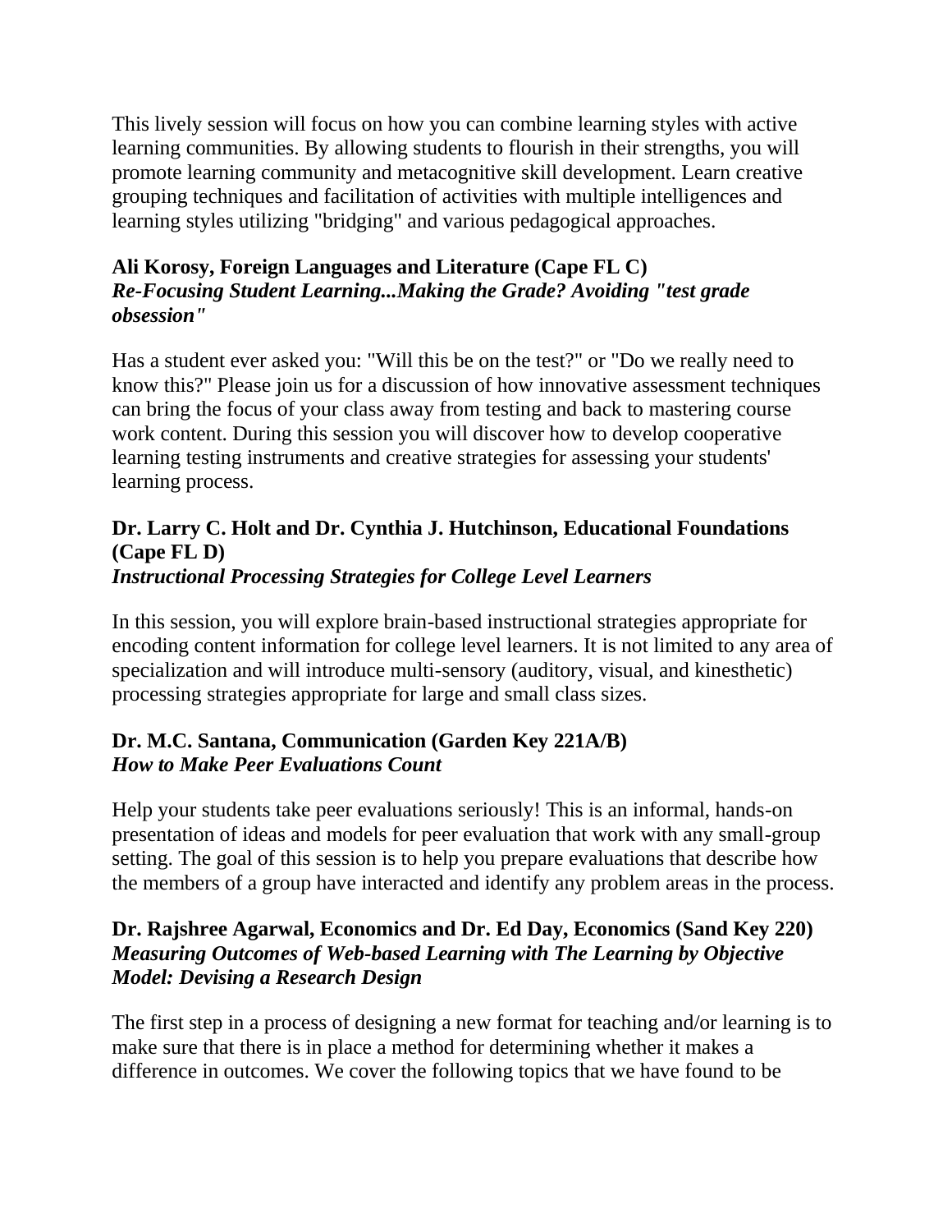This lively session will focus on how you can combine learning styles with active learning communities. By allowing students to flourish in their strengths, you will promote learning community and metacognitive skill development. Learn creative grouping techniques and facilitation of activities with multiple intelligences and learning styles utilizing "bridging" and various pedagogical approaches.

**Ali Korosy, Foreign Languages and Literature (Cape FL C)**
***Re-Focusing Student Learning...Making the Grade? Avoiding "test grade obsession"***

Has a student ever asked you: "Will this be on the test?" or "Do we really need to know this?" Please join us for a discussion of how innovative assessment techniques can bring the focus of your class away from testing and back to mastering course work content. During this session you will discover how to develop cooperative learning testing instruments and creative strategies for assessing your students' learning process.

**Dr. Larry C. Holt and Dr. Cynthia J. Hutchinson, Educational Foundations (Cape FL D)**
***Instructional Processing Strategies for College Level Learners***

In this session, you will explore brain-based instructional strategies appropriate for encoding content information for college level learners. It is not limited to any area of specialization and will introduce multi-sensory (auditory, visual, and kinesthetic) processing strategies appropriate for large and small class sizes.

**Dr. M.C. Santana, Communication (Garden Key 221A/B)**
***How to Make Peer Evaluations Count***

Help your students take peer evaluations seriously! This is an informal, hands-on presentation of ideas and models for peer evaluation that work with any small-group setting. The goal of this session is to help you prepare evaluations that describe how the members of a group have interacted and identify any problem areas in the process.

**Dr. Rajshree Agarwal, Economics and Dr. Ed Day, Economics (Sand Key 220)**
***Measuring Outcomes of Web-based Learning with The Learning by Objective Model: Devising a Research Design***

The first step in a process of designing a new format for teaching and/or learning is to make sure that there is in place a method for determining whether it makes a difference in outcomes. We cover the following topics that we have found to be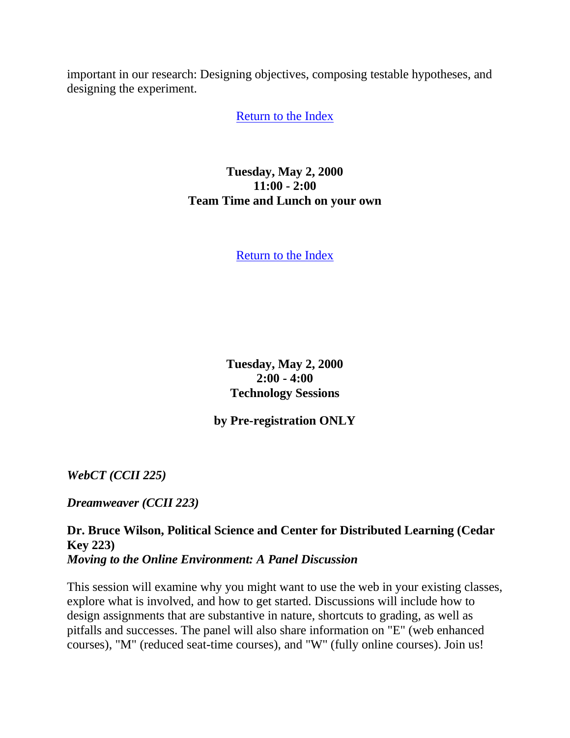important in our research: Designing objectives, composing testable hypotheses, and designing the experiment.

Return to the Index

**Tuesday, May 2, 2000**
**11:00 - 2:00**
**Team Time and Lunch on your own**

Return to the Index

**Tuesday, May 2, 2000**
**2:00 - 4:00**
**Technology Sessions**

**by Pre-registration ONLY**

***WebCT (CCII 225)***

***Dreamweaver (CCII 223)***

**Dr. Bruce Wilson, Political Science and Center for Distributed Learning (Cedar Key 223)**
***Moving to the Online Environment: A Panel Discussion***

This session will examine why you might want to use the web in your existing classes, explore what is involved, and how to get started. Discussions will include how to design assignments that are substantive in nature, shortcuts to grading, as well as pitfalls and successes. The panel will also share information on "E" (web enhanced courses), "M" (reduced seat-time courses), and "W" (fully online courses). Join us!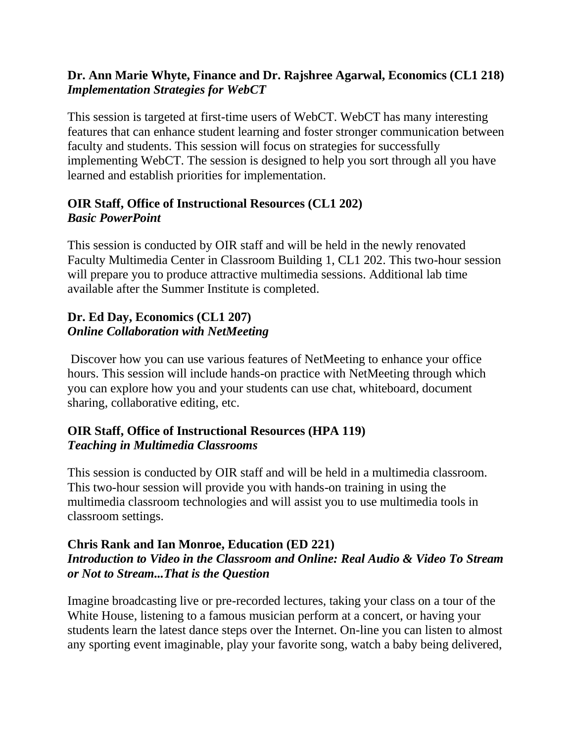**Dr. Ann Marie Whyte, Finance and Dr. Rajshree Agarwal, Economics (CL1 218)**
***Implementation Strategies for WebCT***

This session is targeted at first-time users of WebCT. WebCT has many interesting features that can enhance student learning and foster stronger communication between faculty and students. This session will focus on strategies for successfully implementing WebCT. The session is designed to help you sort through all you have learned and establish priorities for implementation.

**OIR Staff, Office of Instructional Resources (CL1 202)**
***Basic PowerPoint***

This session is conducted by OIR staff and will be held in the newly renovated Faculty Multimedia Center in Classroom Building 1, CL1 202. This two-hour session will prepare you to produce attractive multimedia sessions. Additional lab time available after the Summer Institute is completed.

**Dr. Ed Day, Economics (CL1 207)**
***Online Collaboration with NetMeeting***

Discover how you can use various features of NetMeeting to enhance your office hours. This session will include hands-on practice with NetMeeting through which you can explore how you and your students can use chat, whiteboard, document sharing, collaborative editing, etc.

**OIR Staff, Office of Instructional Resources (HPA 119)**
***Teaching in Multimedia Classrooms***

This session is conducted by OIR staff and will be held in a multimedia classroom. This two-hour session will provide you with hands-on training in using the multimedia classroom technologies and will assist you to use multimedia tools in classroom settings.

**Chris Rank and Ian Monroe, Education (ED 221)**
***Introduction to Video in the Classroom and Online: Real Audio & Video To Stream or Not to Stream...That is the Question***

Imagine broadcasting live or pre-recorded lectures, taking your class on a tour of the White House, listening to a famous musician perform at a concert, or having your students learn the latest dance steps over the Internet. On-line you can listen to almost any sporting event imaginable, play your favorite song, watch a baby being delivered,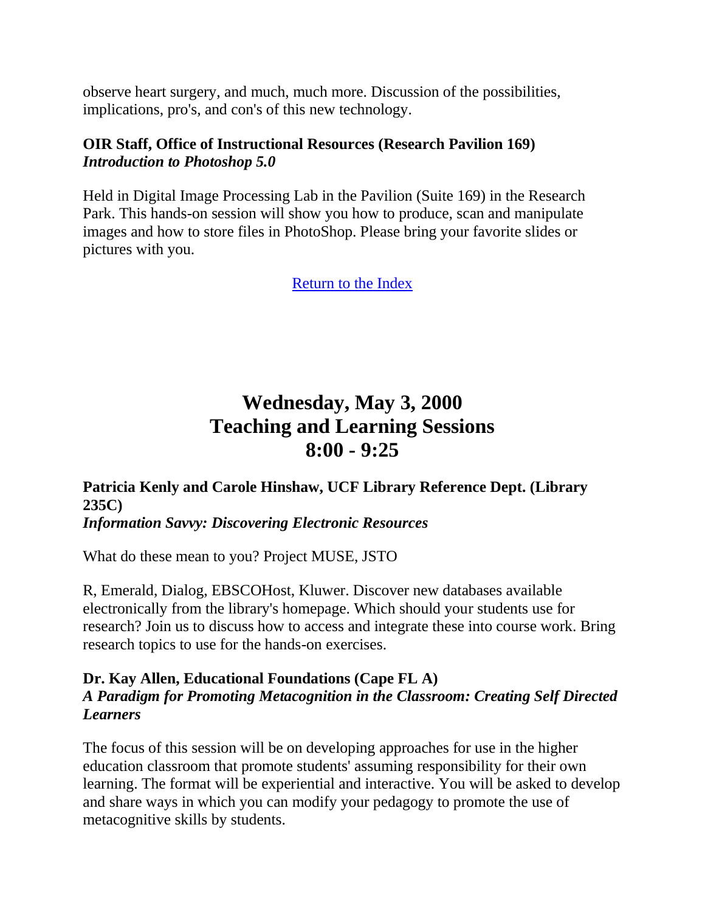observe heart surgery, and much, much more. Discussion of the possibilities, implications, pro's, and con's of this new technology.

**OIR Staff, Office of Instructional Resources (Research Pavilion 169)**
***Introduction to Photoshop 5.0***

Held in Digital Image Processing Lab in the Pavilion (Suite 169) in the Research Park. This hands-on session will show you how to produce, scan and manipulate images and how to store files in PhotoShop. Please bring your favorite slides or pictures with you.

Return to the Index

# Wednesday, May 3, 2000
# Teaching and Learning Sessions
# 8:00 - 9:25

**Patricia Kenly and Carole Hinshaw, UCF Library Reference Dept. (Library 235C)**
***Information Savvy: Discovering Electronic Resources***

What do these mean to you? Project MUSE, JSTO

R, Emerald, Dialog, EBSCOHost, Kluwer. Discover new databases available electronically from the library's homepage. Which should your students use for research? Join us to discuss how to access and integrate these into course work. Bring research topics to use for the hands-on exercises.

**Dr. Kay Allen, Educational Foundations (Cape FL A)**
***A Paradigm for Promoting Metacognition in the Classroom: Creating Self Directed Learners***

The focus of this session will be on developing approaches for use in the higher education classroom that promote students' assuming responsibility for their own learning. The format will be experiential and interactive. You will be asked to develop and share ways in which you can modify your pedagogy to promote the use of metacognitive skills by students.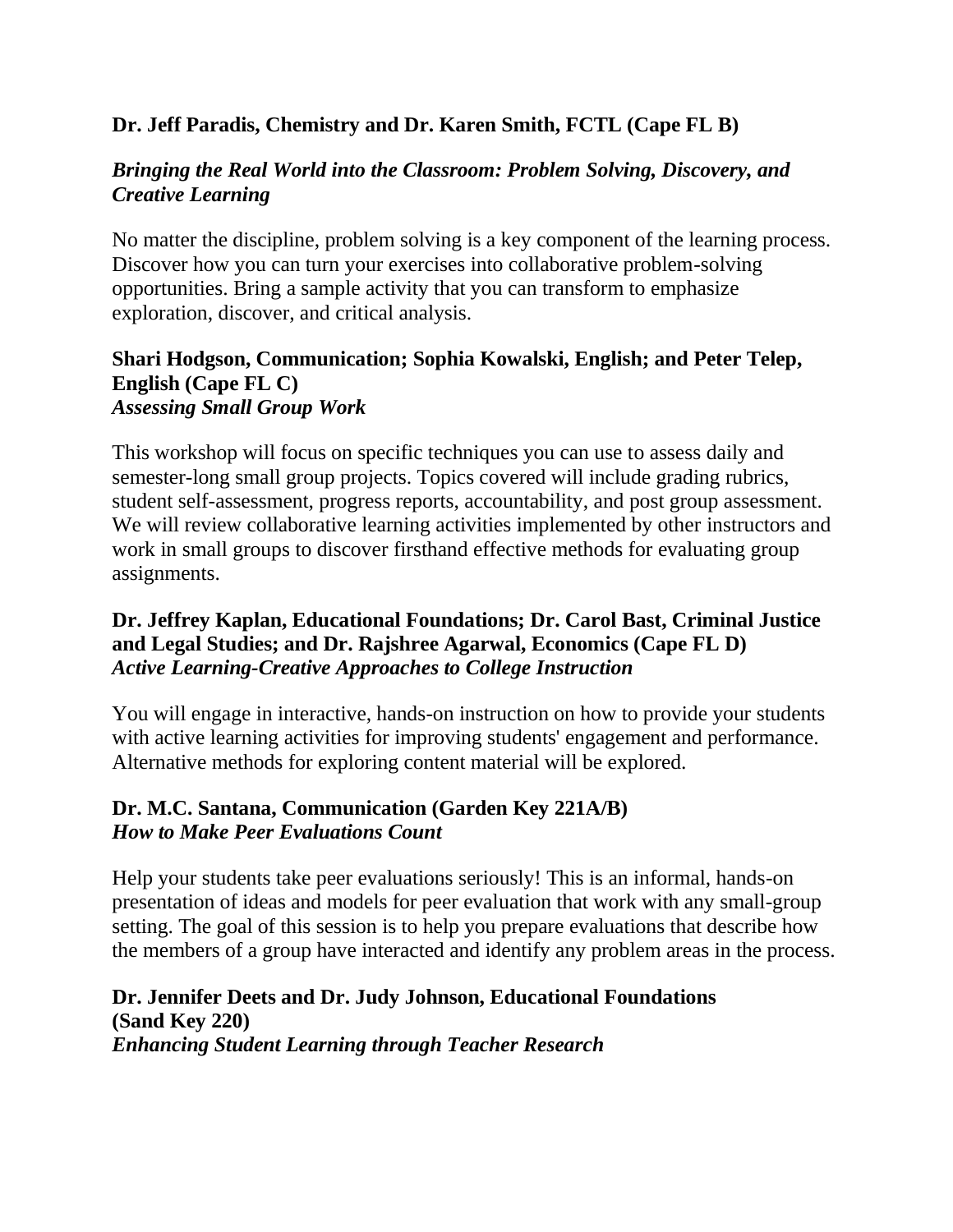**Dr. Jeff Paradis, Chemistry and Dr. Karen Smith, FCTL (Cape FL B)**

***Bringing the Real World into the Classroom: Problem Solving, Discovery, and Creative Learning***

No matter the discipline, problem solving is a key component of the learning process. Discover how you can turn your exercises into collaborative problem-solving opportunities. Bring a sample activity that you can transform to emphasize exploration, discover, and critical analysis.

**Shari Hodgson, Communication; Sophia Kowalski, English; and Peter Telep, English (Cape FL C)**
***Assessing Small Group Work***

This workshop will focus on specific techniques you can use to assess daily and semester-long small group projects. Topics covered will include grading rubrics, student self-assessment, progress reports, accountability, and post group assessment. We will review collaborative learning activities implemented by other instructors and work in small groups to discover firsthand effective methods for evaluating group assignments.

**Dr. Jeffrey Kaplan, Educational Foundations; Dr. Carol Bast, Criminal Justice and Legal Studies; and Dr. Rajshree Agarwal, Economics (Cape FL D)**
***Active Learning-Creative Approaches to College Instruction***

You will engage in interactive, hands-on instruction on how to provide your students with active learning activities for improving students' engagement and performance. Alternative methods for exploring content material will be explored.

**Dr. M.C. Santana, Communication (Garden Key 221A/B)**
***How to Make Peer Evaluations Count***

Help your students take peer evaluations seriously! This is an informal, hands-on presentation of ideas and models for peer evaluation that work with any small-group setting. The goal of this session is to help you prepare evaluations that describe how the members of a group have interacted and identify any problem areas in the process.

**Dr. Jennifer Deets and Dr. Judy Johnson, Educational Foundations (Sand Key 220)**
***Enhancing Student Learning through Teacher Research***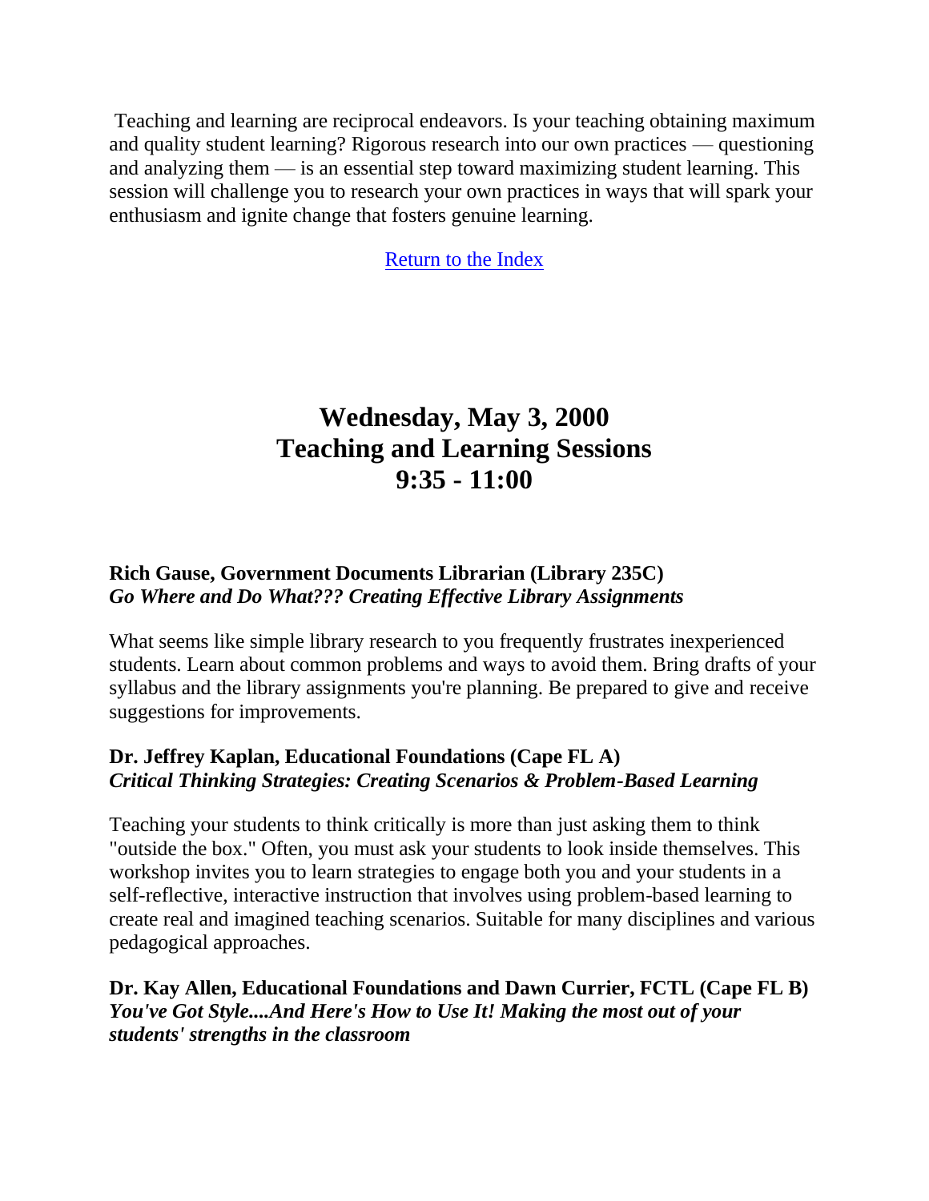Teaching and learning are reciprocal endeavors. Is your teaching obtaining maximum and quality student learning? Rigorous research into our own practices — questioning and analyzing them — is an essential step toward maximizing student learning. This session will challenge you to research your own practices in ways that will spark your enthusiasm and ignite change that fosters genuine learning.

Return to the Index

## Wednesday, May 3, 2000
## Teaching and Learning Sessions
## 9:35 - 11:00

**Rich Gause, Government Documents Librarian (Library 235C)**
***Go Where and Do What??? Creating Effective Library Assignments***

What seems like simple library research to you frequently frustrates inexperienced students. Learn about common problems and ways to avoid them. Bring drafts of your syllabus and the library assignments you're planning. Be prepared to give and receive suggestions for improvements.

**Dr. Jeffrey Kaplan, Educational Foundations (Cape FL A)**
***Critical Thinking Strategies: Creating Scenarios & Problem-Based Learning***

Teaching your students to think critically is more than just asking them to think "outside the box." Often, you must ask your students to look inside themselves. This workshop invites you to learn strategies to engage both you and your students in a self-reflective, interactive instruction that involves using problem-based learning to create real and imagined teaching scenarios. Suitable for many disciplines and various pedagogical approaches.

**Dr. Kay Allen, Educational Foundations and Dawn Currier, FCTL (Cape FL B)**
***You've Got Style....And Here's How to Use It! Making the most out of your students' strengths in the classroom***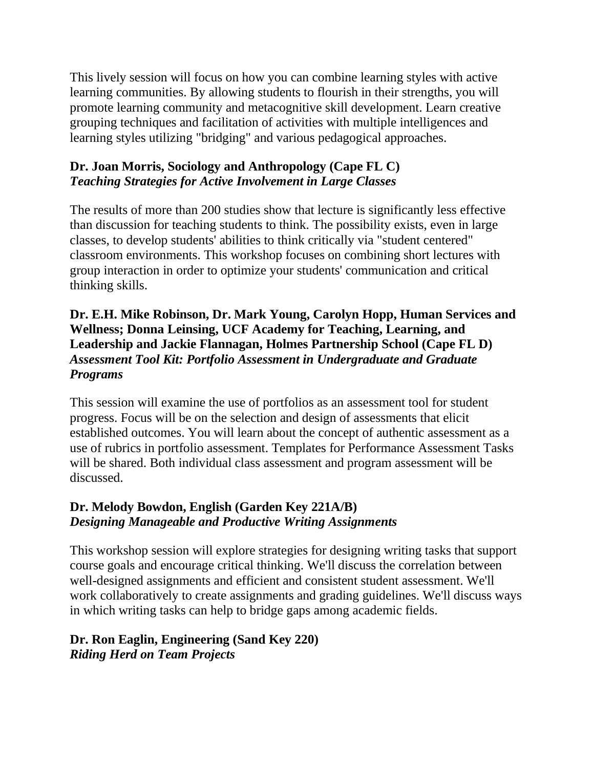This lively session will focus on how you can combine learning styles with active learning communities. By allowing students to flourish in their strengths, you will promote learning community and metacognitive skill development. Learn creative grouping techniques and facilitation of activities with multiple intelligences and learning styles utilizing "bridging" and various pedagogical approaches.

**Dr. Joan Morris, Sociology and Anthropology (Cape FL C)**
***Teaching Strategies for Active Involvement in Large Classes***

The results of more than 200 studies show that lecture is significantly less effective than discussion for teaching students to think. The possibility exists, even in large classes, to develop students' abilities to think critically via "student centered" classroom environments. This workshop focuses on combining short lectures with group interaction in order to optimize your students' communication and critical thinking skills.

**Dr. E.H. Mike Robinson, Dr. Mark Young, Carolyn Hopp, Human Services and Wellness; Donna Leinsing, UCF Academy for Teaching, Learning, and Leadership and Jackie Flannagan, Holmes Partnership School (Cape FL D)**
***Assessment Tool Kit: Portfolio Assessment in Undergraduate and Graduate Programs***

This session will examine the use of portfolios as an assessment tool for student progress. Focus will be on the selection and design of assessments that elicit established outcomes. You will learn about the concept of authentic assessment as a use of rubrics in portfolio assessment. Templates for Performance Assessment Tasks will be shared. Both individual class assessment and program assessment will be discussed.

**Dr. Melody Bowdon, English (Garden Key 221A/B)**
***Designing Manageable and Productive Writing Assignments***

This workshop session will explore strategies for designing writing tasks that support course goals and encourage critical thinking. We'll discuss the correlation between well-designed assignments and efficient and consistent student assessment. We'll work collaboratively to create assignments and grading guidelines. We'll discuss ways in which writing tasks can help to bridge gaps among academic fields.

**Dr. Ron Eaglin, Engineering (Sand Key 220)**
***Riding Herd on Team Projects***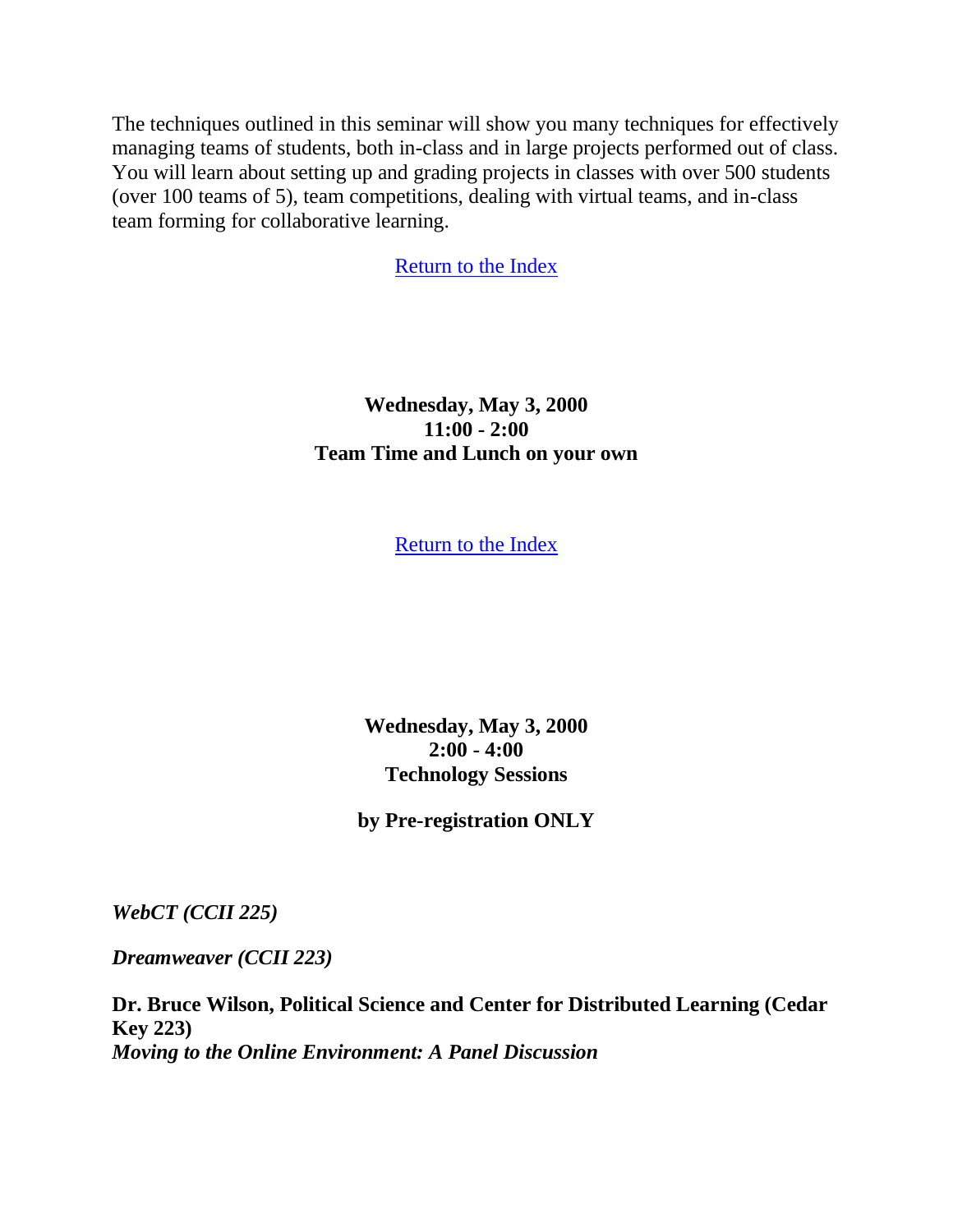The techniques outlined in this seminar will show you many techniques for effectively managing teams of students, both in-class and in large projects performed out of class. You will learn about setting up and grading projects in classes with over 500 students (over 100 teams of 5), team competitions, dealing with virtual teams, and in-class team forming for collaborative learning.

Return to the Index

**Wednesday, May 3, 2000**
**11:00 - 2:00**
**Team Time and Lunch on your own**

Return to the Index

**Wednesday, May 3, 2000**
**2:00 - 4:00**
**Technology Sessions**

**by Pre-registration ONLY**

***WebCT (CCII 225)***

***Dreamweaver (CCII 223)***

**Dr. Bruce Wilson, Political Science and Center for Distributed Learning (Cedar Key 223)**
***Moving to the Online Environment: A Panel Discussion***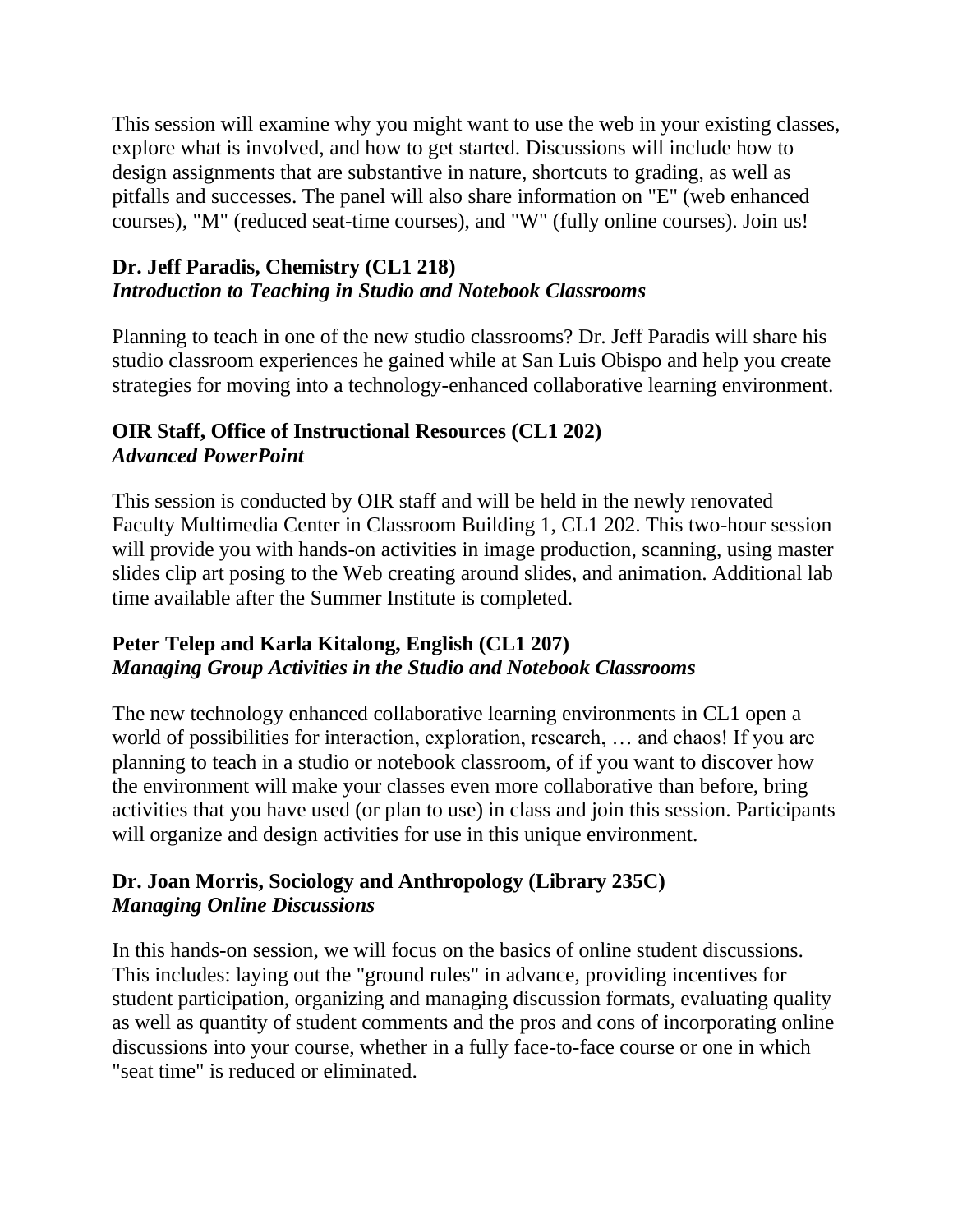This session will examine why you might want to use the web in your existing classes, explore what is involved, and how to get started. Discussions will include how to design assignments that are substantive in nature, shortcuts to grading, as well as pitfalls and successes. The panel will also share information on "E" (web enhanced courses), "M" (reduced seat-time courses), and "W" (fully online courses). Join us!

**Dr. Jeff Paradis, Chemistry (CL1 218)**
***Introduction to Teaching in Studio and Notebook Classrooms***

Planning to teach in one of the new studio classrooms? Dr. Jeff Paradis will share his studio classroom experiences he gained while at San Luis Obispo and help you create strategies for moving into a technology-enhanced collaborative learning environment.

**OIR Staff, Office of Instructional Resources (CL1 202)**
***Advanced PowerPoint***

This session is conducted by OIR staff and will be held in the newly renovated Faculty Multimedia Center in Classroom Building 1, CL1 202. This two-hour session will provide you with hands-on activities in image production, scanning, using master slides clip art posing to the Web creating around slides, and animation. Additional lab time available after the Summer Institute is completed.

**Peter Telep and Karla Kitalong, English (CL1 207)**
***Managing Group Activities in the Studio and Notebook Classrooms***

The new technology enhanced collaborative learning environments in CL1 open a world of possibilities for interaction, exploration, research, … and chaos! If you are planning to teach in a studio or notebook classroom, of if you want to discover how the environment will make your classes even more collaborative than before, bring activities that you have used (or plan to use) in class and join this session. Participants will organize and design activities for use in this unique environment.

**Dr. Joan Morris, Sociology and Anthropology (Library 235C)**
***Managing Online Discussions***

In this hands-on session, we will focus on the basics of online student discussions. This includes: laying out the "ground rules" in advance, providing incentives for student participation, organizing and managing discussion formats, evaluating quality as well as quantity of student comments and the pros and cons of incorporating online discussions into your course, whether in a fully face-to-face course or one in which "seat time" is reduced or eliminated.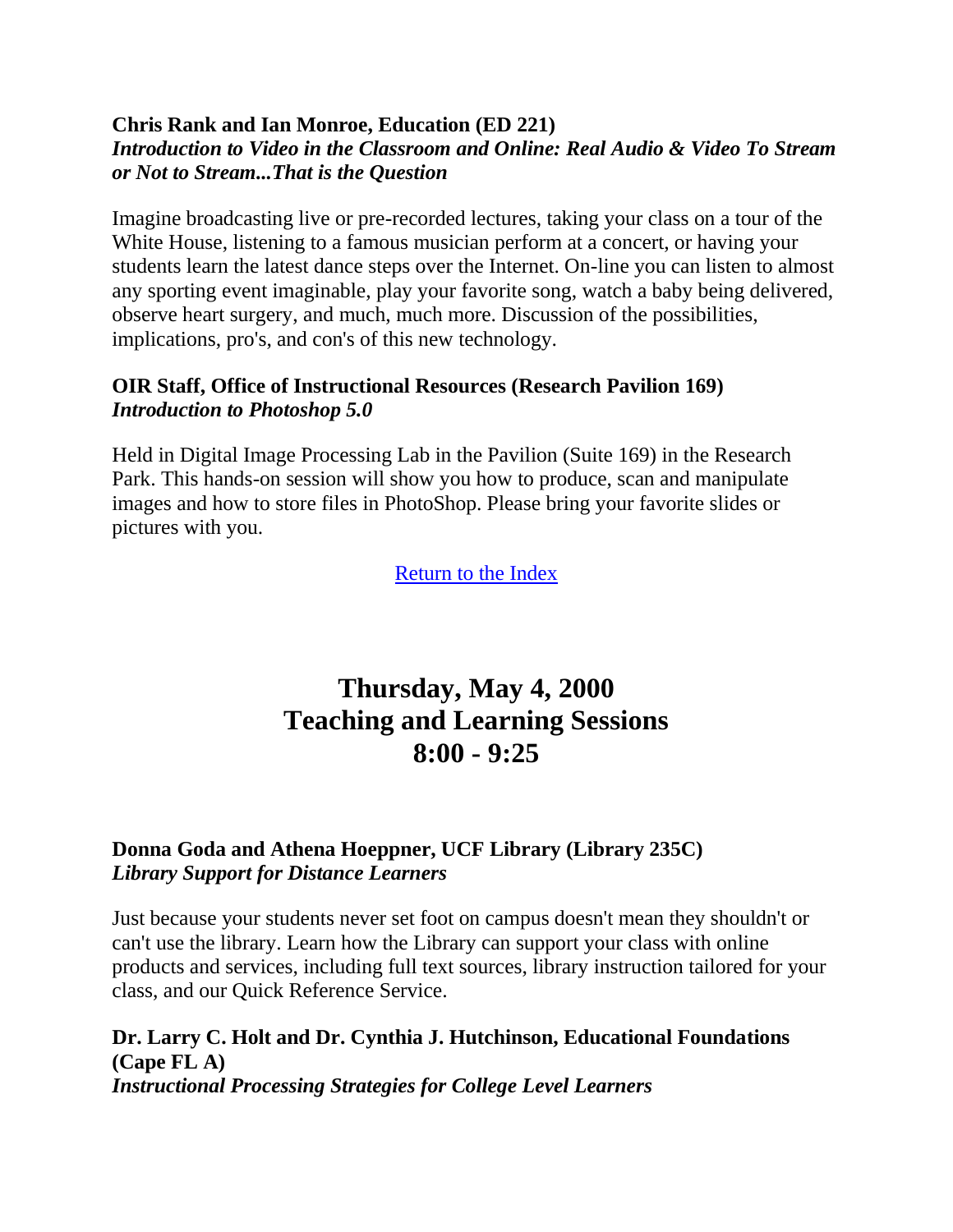**Chris Rank and Ian Monroe, Education (ED 221)**
***Introduction to Video in the Classroom and Online: Real Audio & Video To Stream or Not to Stream...That is the Question***

Imagine broadcasting live or pre-recorded lectures, taking your class on a tour of the White House, listening to a famous musician perform at a concert, or having your students learn the latest dance steps over the Internet. On-line you can listen to almost any sporting event imaginable, play your favorite song, watch a baby being delivered, observe heart surgery, and much, much more. Discussion of the possibilities, implications, pro's, and con's of this new technology.

**OIR Staff, Office of Instructional Resources (Research Pavilion 169)**
***Introduction to Photoshop 5.0***

Held in Digital Image Processing Lab in the Pavilion (Suite 169) in the Research Park. This hands-on session will show you how to produce, scan and manipulate images and how to store files in PhotoShop. Please bring your favorite slides or pictures with you.

Return to the Index

## Thursday, May 4, 2000
## Teaching and Learning Sessions
## 8:00 - 9:25

**Donna Goda and Athena Hoeppner, UCF Library (Library 235C)**
***Library Support for Distance Learners***

Just because your students never set foot on campus doesn't mean they shouldn't or can't use the library. Learn how the Library can support your class with online products and services, including full text sources, library instruction tailored for your class, and our Quick Reference Service.

**Dr. Larry C. Holt and Dr. Cynthia J. Hutchinson, Educational Foundations (Cape FL A)**
***Instructional Processing Strategies for College Level Learners***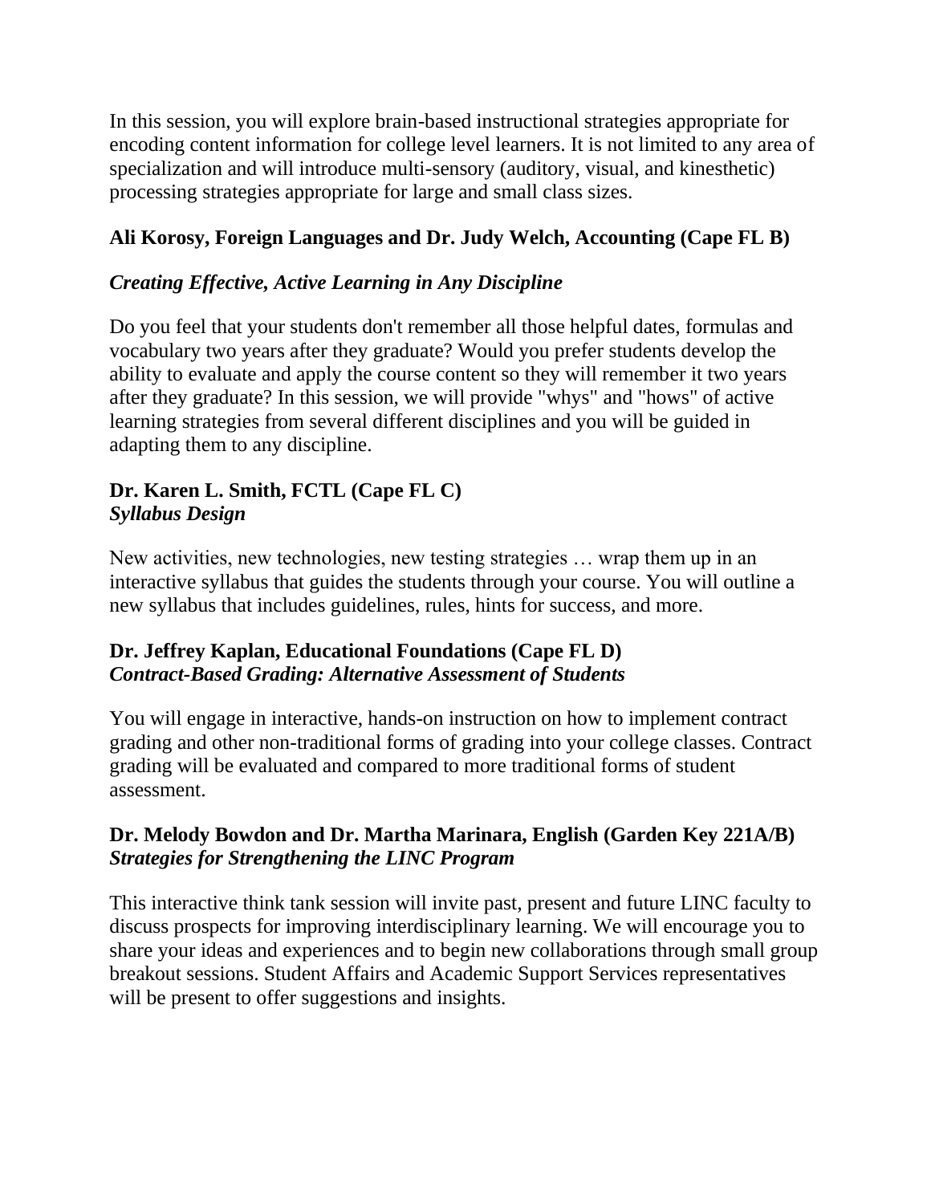In this session, you will explore brain-based instructional strategies appropriate for encoding content information for college level learners. It is not limited to any area of specialization and will introduce multi-sensory (auditory, visual, and kinesthetic) processing strategies appropriate for large and small class sizes.

**Ali Korosy, Foreign Languages and Dr. Judy Welch, Accounting (Cape FL B)**

***Creating Effective, Active Learning in Any Discipline***

Do you feel that your students don't remember all those helpful dates, formulas and vocabulary two years after they graduate? Would you prefer students develop the ability to evaluate and apply the course content so they will remember it two years after they graduate? In this session, we will provide "whys" and "hows" of active learning strategies from several different disciplines and you will be guided in adapting them to any discipline.

**Dr. Karen L. Smith, FCTL (Cape FL C)**
***Syllabus Design***

New activities, new technologies, new testing strategies … wrap them up in an interactive syllabus that guides the students through your course. You will outline a new syllabus that includes guidelines, rules, hints for success, and more.

**Dr. Jeffrey Kaplan, Educational Foundations (Cape FL D)**
***Contract-Based Grading: Alternative Assessment of Students***

You will engage in interactive, hands-on instruction on how to implement contract grading and other non-traditional forms of grading into your college classes. Contract grading will be evaluated and compared to more traditional forms of student assessment.

**Dr. Melody Bowdon and Dr. Martha Marinara, English (Garden Key 221A/B)**
***Strategies for Strengthening the LINC Program***

This interactive think tank session will invite past, present and future LINC faculty to discuss prospects for improving interdisciplinary learning. We will encourage you to share your ideas and experiences and to begin new collaborations through small group breakout sessions. Student Affairs and Academic Support Services representatives will be present to offer suggestions and insights.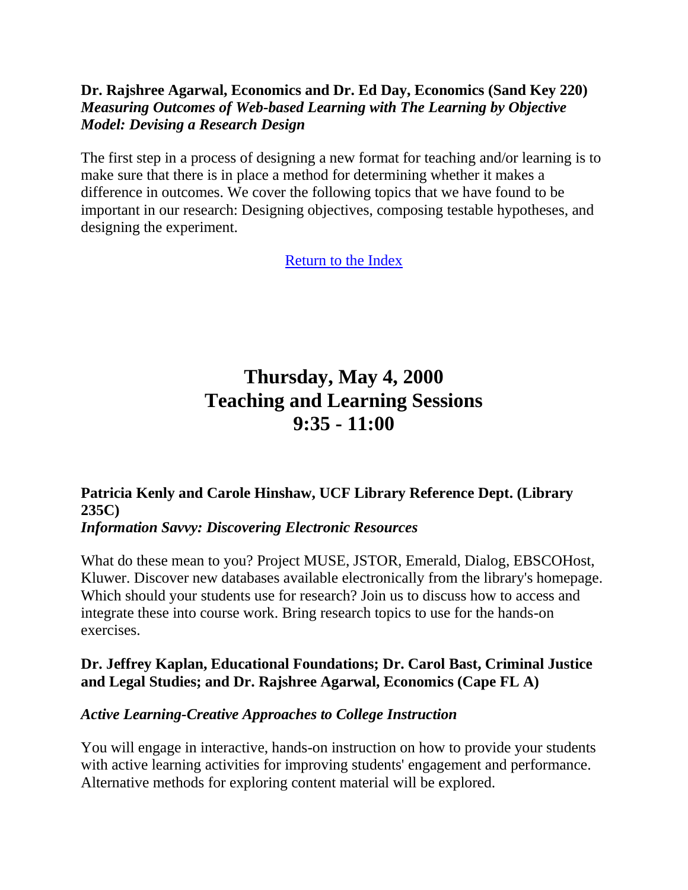**Dr. Rajshree Agarwal, Economics and Dr. Ed Day, Economics (Sand Key 220)**
***Measuring Outcomes of Web-based Learning with The Learning by Objective Model: Devising a Research Design***

The first step in a process of designing a new format for teaching and/or learning is to make sure that there is in place a method for determining whether it makes a difference in outcomes. We cover the following topics that we have found to be important in our research: Designing objectives, composing testable hypotheses, and designing the experiment.

Return to the Index

# Thursday, May 4, 2000
# Teaching and Learning Sessions
# 9:35 - 11:00

**Patricia Kenly and Carole Hinshaw, UCF Library Reference Dept. (Library 235C)**
***Information Savvy: Discovering Electronic Resources***

What do these mean to you? Project MUSE, JSTOR, Emerald, Dialog, EBSCOHost, Kluwer. Discover new databases available electronically from the library's homepage. Which should your students use for research? Join us to discuss how to access and integrate these into course work. Bring research topics to use for the hands-on exercises.

**Dr. Jeffrey Kaplan, Educational Foundations; Dr. Carol Bast, Criminal Justice and Legal Studies; and Dr. Rajshree Agarwal, Economics (Cape FL A)**

***Active Learning-Creative Approaches to College Instruction***

You will engage in interactive, hands-on instruction on how to provide your students with active learning activities for improving students' engagement and performance. Alternative methods for exploring content material will be explored.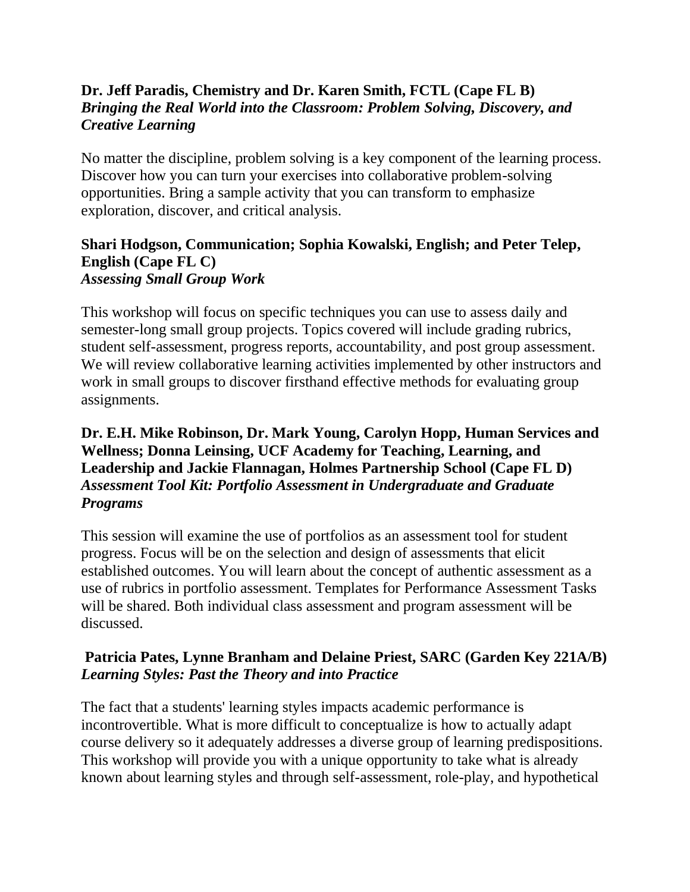**Dr. Jeff Paradis, Chemistry and Dr. Karen Smith, FCTL (Cape FL B)**
***Bringing the Real World into the Classroom: Problem Solving, Discovery, and Creative Learning***

No matter the discipline, problem solving is a key component of the learning process. Discover how you can turn your exercises into collaborative problem-solving opportunities. Bring a sample activity that you can transform to emphasize exploration, discover, and critical analysis.

**Shari Hodgson, Communication; Sophia Kowalski, English; and Peter Telep, English (Cape FL C)**
***Assessing Small Group Work***

This workshop will focus on specific techniques you can use to assess daily and semester-long small group projects. Topics covered will include grading rubrics, student self-assessment, progress reports, accountability, and post group assessment. We will review collaborative learning activities implemented by other instructors and work in small groups to discover firsthand effective methods for evaluating group assignments.

**Dr. E.H. Mike Robinson, Dr. Mark Young, Carolyn Hopp, Human Services and Wellness; Donna Leinsing, UCF Academy for Teaching, Learning, and Leadership and Jackie Flannagan, Holmes Partnership School (Cape FL D)**
***Assessment Tool Kit: Portfolio Assessment in Undergraduate and Graduate Programs***

This session will examine the use of portfolios as an assessment tool for student progress. Focus will be on the selection and design of assessments that elicit established outcomes. You will learn about the concept of authentic assessment as a use of rubrics in portfolio assessment. Templates for Performance Assessment Tasks will be shared. Both individual class assessment and program assessment will be discussed.

**Patricia Pates, Lynne Branham and Delaine Priest, SARC (Garden Key 221A/B)**
***Learning Styles: Past the Theory and into Practice***

The fact that a students' learning styles impacts academic performance is incontrovertible. What is more difficult to conceptualize is how to actually adapt course delivery so it adequately addresses a diverse group of learning predispositions. This workshop will provide you with a unique opportunity to take what is already known about learning styles and through self-assessment, role-play, and hypothetical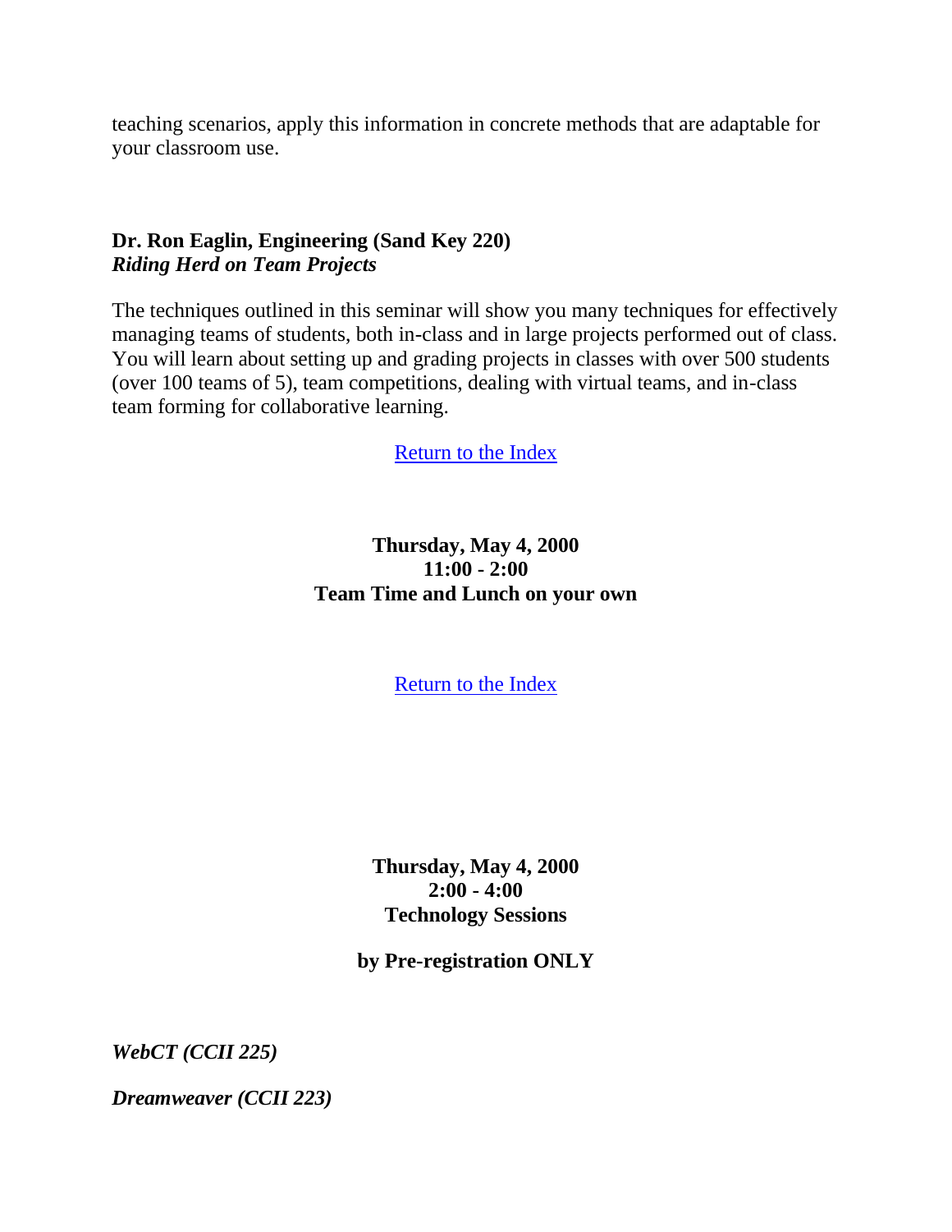teaching scenarios, apply this information in concrete methods that are adaptable for your classroom use.

**Dr. Ron Eaglin, Engineering (Sand Key 220)**
***Riding Herd on Team Projects***

The techniques outlined in this seminar will show you many techniques for effectively managing teams of students, both in-class and in large projects performed out of class. You will learn about setting up and grading projects in classes with over 500 students (over 100 teams of 5), team competitions, dealing with virtual teams, and in-class team forming for collaborative learning.

Return to the Index

**Thursday, May 4, 2000**
**11:00 - 2:00**
**Team Time and Lunch on your own**

Return to the Index

**Thursday, May 4, 2000**
**2:00 - 4:00**
**Technology Sessions**

**by Pre-registration ONLY**

***WebCT (CCII 225)***

***Dreamweaver (CCII 223)***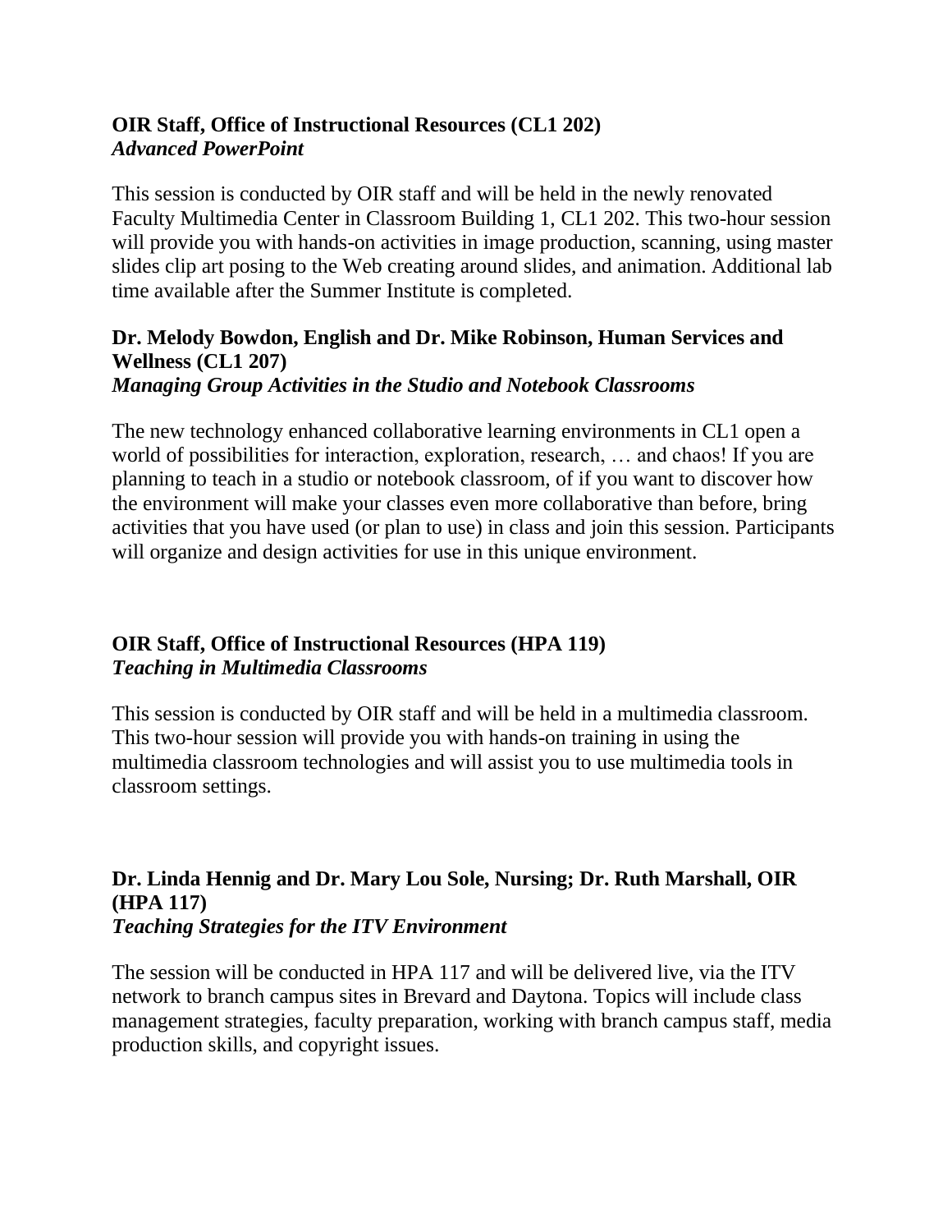**OIR Staff, Office of Instructional Resources (CL1 202)**
***Advanced PowerPoint***

This session is conducted by OIR staff and will be held in the newly renovated Faculty Multimedia Center in Classroom Building 1, CL1 202. This two-hour session will provide you with hands-on activities in image production, scanning, using master slides clip art posing to the Web creating around slides, and animation. Additional lab time available after the Summer Institute is completed.

**Dr. Melody Bowdon, English and Dr. Mike Robinson, Human Services and Wellness (CL1 207)**
***Managing Group Activities in the Studio and Notebook Classrooms***

The new technology enhanced collaborative learning environments in CL1 open a world of possibilities for interaction, exploration, research, … and chaos! If you are planning to teach in a studio or notebook classroom, of if you want to discover how the environment will make your classes even more collaborative than before, bring activities that you have used (or plan to use) in class and join this session. Participants will organize and design activities for use in this unique environment.

**OIR Staff, Office of Instructional Resources (HPA 119)**
***Teaching in Multimedia Classrooms***

This session is conducted by OIR staff and will be held in a multimedia classroom. This two-hour session will provide you with hands-on training in using the multimedia classroom technologies and will assist you to use multimedia tools in classroom settings.

**Dr. Linda Hennig and Dr. Mary Lou Sole, Nursing; Dr. Ruth Marshall, OIR (HPA 117)**
***Teaching Strategies for the ITV Environment***

The session will be conducted in HPA 117 and will be delivered live, via the ITV network to branch campus sites in Brevard and Daytona. Topics will include class management strategies, faculty preparation, working with branch campus staff, media production skills, and copyright issues.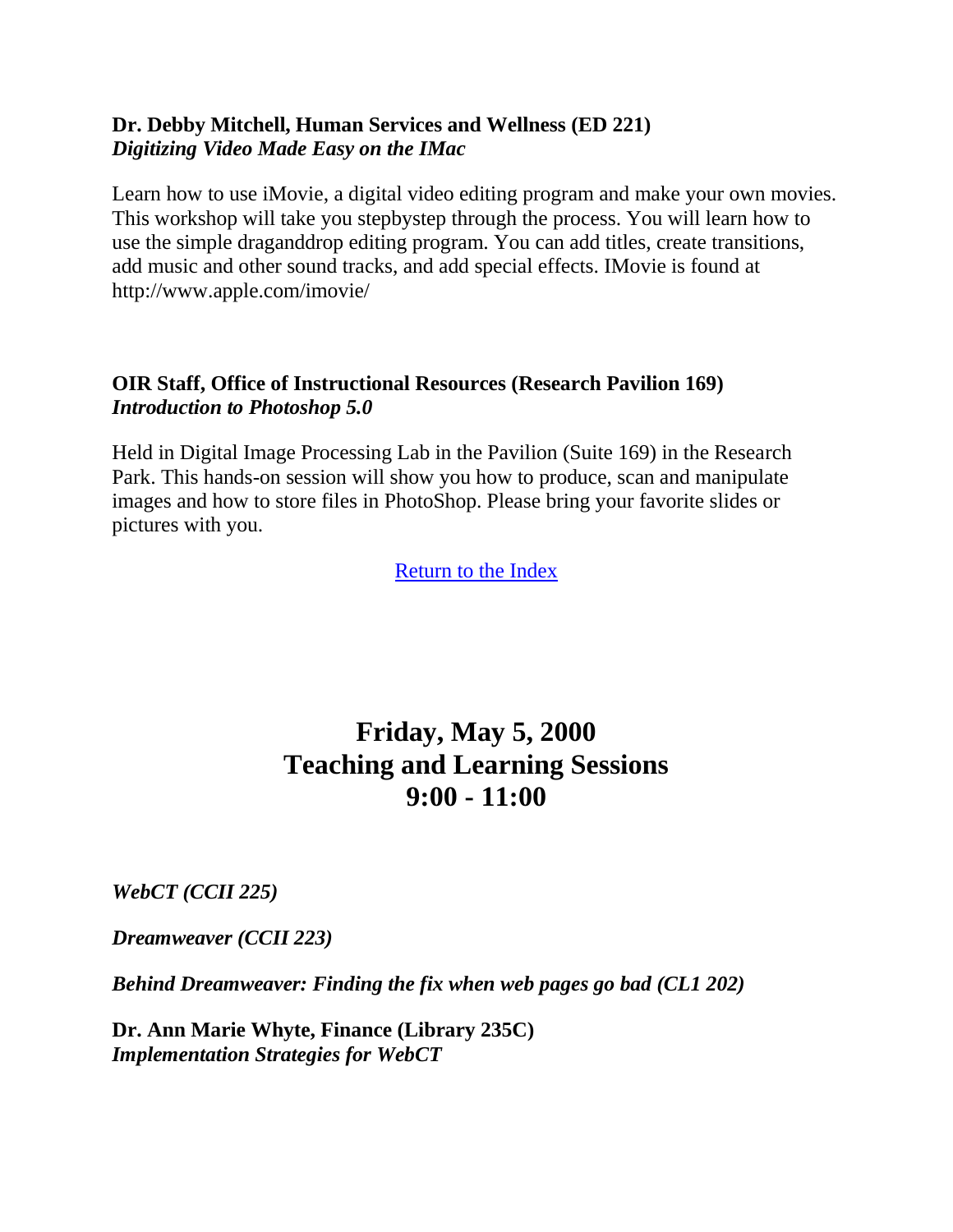**Dr. Debby Mitchell, Human Services and Wellness (ED 221)**
***Digitizing Video Made Easy on the IMac***

Learn how to use iMovie, a digital video editing program and make your own movies. This workshop will take you stepbystep through the process. You will learn how to use the simple draganddrop editing program. You can add titles, create transitions, add music and other sound tracks, and add special effects. IMovie is found at http://www.apple.com/imovie/

**OIR Staff, Office of Instructional Resources (Research Pavilion 169)**
***Introduction to Photoshop 5.0***

Held in Digital Image Processing Lab in the Pavilion (Suite 169) in the Research Park. This hands-on session will show you how to produce, scan and manipulate images and how to store files in PhotoShop. Please bring your favorite slides or pictures with you.

Return to the Index

## Friday, May 5, 2000
## Teaching and Learning Sessions
## 9:00 - 11:00

***WebCT (CCII 225)***

***Dreamweaver (CCII 223)***

***Behind Dreamweaver: Finding the fix when web pages go bad (CL1 202)***

**Dr. Ann Marie Whyte, Finance (Library 235C)**
***Implementation Strategies for WebCT***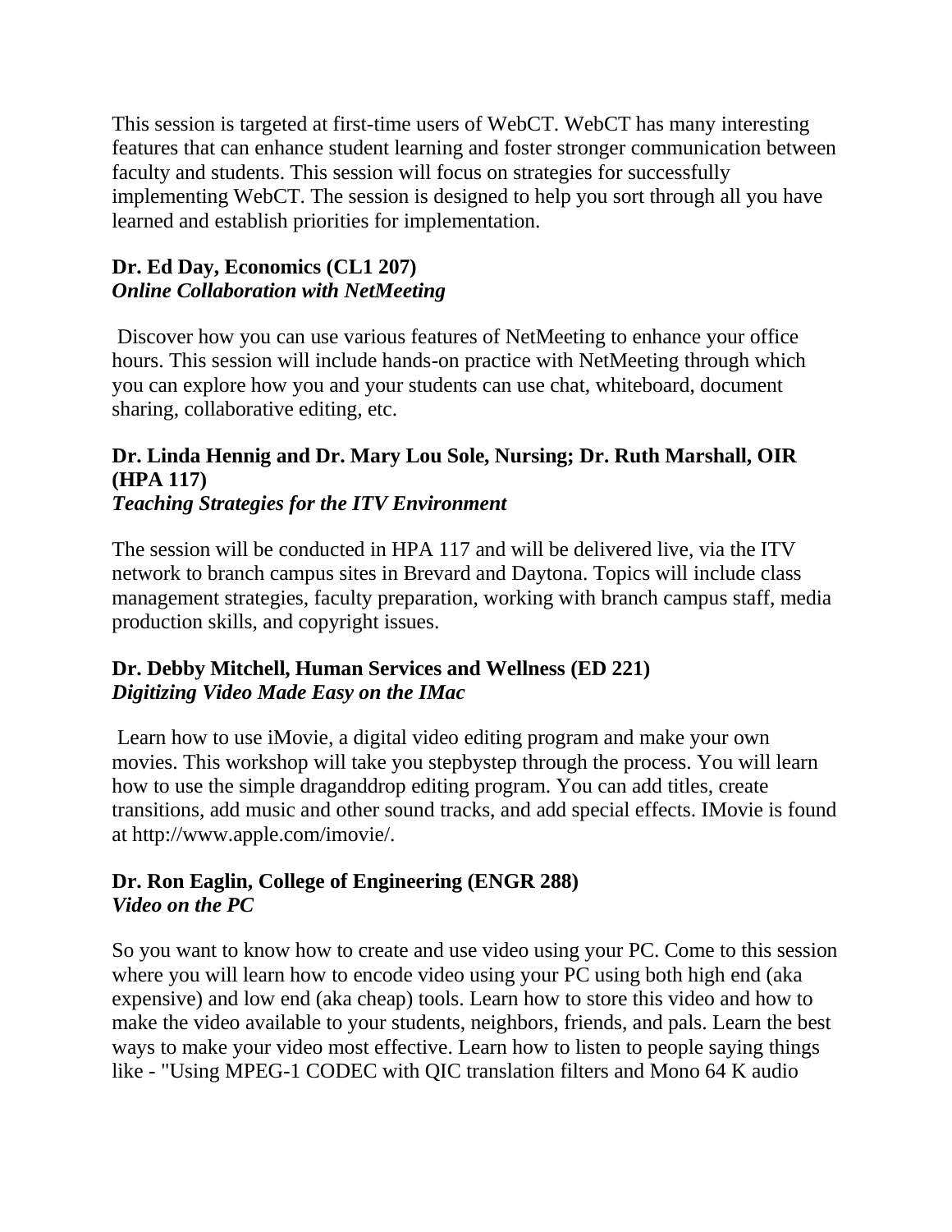This session is targeted at first-time users of WebCT. WebCT has many interesting features that can enhance student learning and foster stronger communication between faculty and students. This session will focus on strategies for successfully implementing WebCT. The session is designed to help you sort through all you have learned and establish priorities for implementation.

**Dr. Ed Day, Economics (CL1 207)**
***Online Collaboration with NetMeeting***

Discover how you can use various features of NetMeeting to enhance your office hours. This session will include hands-on practice with NetMeeting through which you can explore how you and your students can use chat, whiteboard, document sharing, collaborative editing, etc.

**Dr. Linda Hennig and Dr. Mary Lou Sole, Nursing; Dr. Ruth Marshall, OIR (HPA 117)**
***Teaching Strategies for the ITV Environment***

The session will be conducted in HPA 117 and will be delivered live, via the ITV network to branch campus sites in Brevard and Daytona. Topics will include class management strategies, faculty preparation, working with branch campus staff, media production skills, and copyright issues.

**Dr. Debby Mitchell, Human Services and Wellness (ED 221)**
***Digitizing Video Made Easy on the IMac***

Learn how to use iMovie, a digital video editing program and make your own movies. This workshop will take you stepbystep through the process. You will learn how to use the simple draganddrop editing program. You can add titles, create transitions, add music and other sound tracks, and add special effects. IMovie is found at http://www.apple.com/imovie/.

**Dr. Ron Eaglin, College of Engineering (ENGR 288)**
***Video on the PC***

So you want to know how to create and use video using your PC. Come to this session where you will learn how to encode video using your PC using both high end (aka expensive) and low end (aka cheap) tools. Learn how to store this video and how to make the video available to your students, neighbors, friends, and pals. Learn the best ways to make your video most effective. Learn how to listen to people saying things like - "Using MPEG-1 CODEC with QIC translation filters and Mono 64 K audio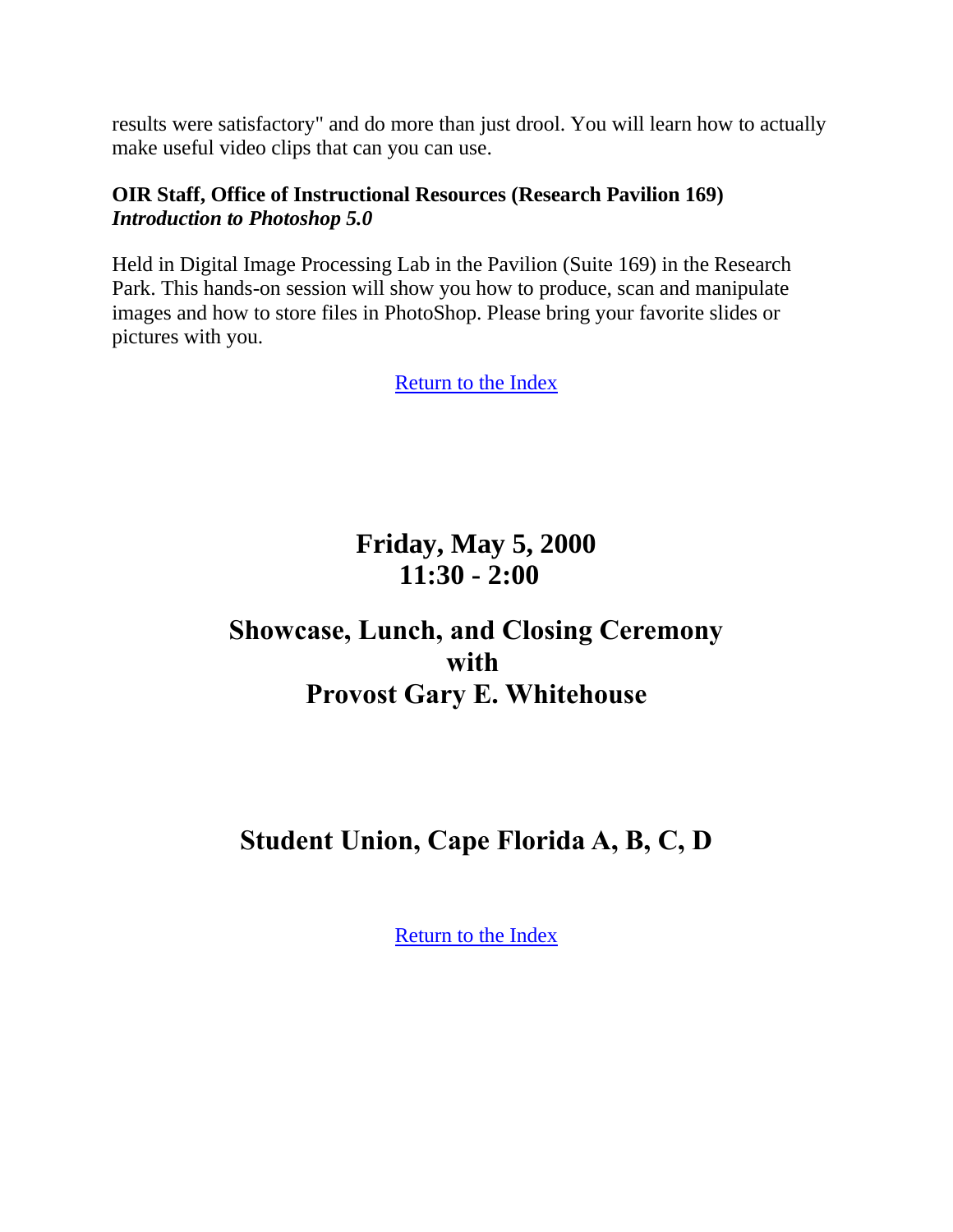results were satisfactory" and do more than just drool. You will learn how to actually make useful video clips that can you can use.

**OIR Staff, Office of Instructional Resources (Research Pavilion 169)**
***Introduction to Photoshop 5.0***

Held in Digital Image Processing Lab in the Pavilion (Suite 169) in the Research Park. This hands-on session will show you how to produce, scan and manipulate images and how to store files in PhotoShop. Please bring your favorite slides or pictures with you.

Return to the Index

## Friday, May 5, 2000
## 11:30 - 2:00

## Showcase, Lunch, and Closing Ceremony
## with
## Provost Gary E. Whitehouse

## Student Union, Cape Florida A, B, C, D

Return to the Index